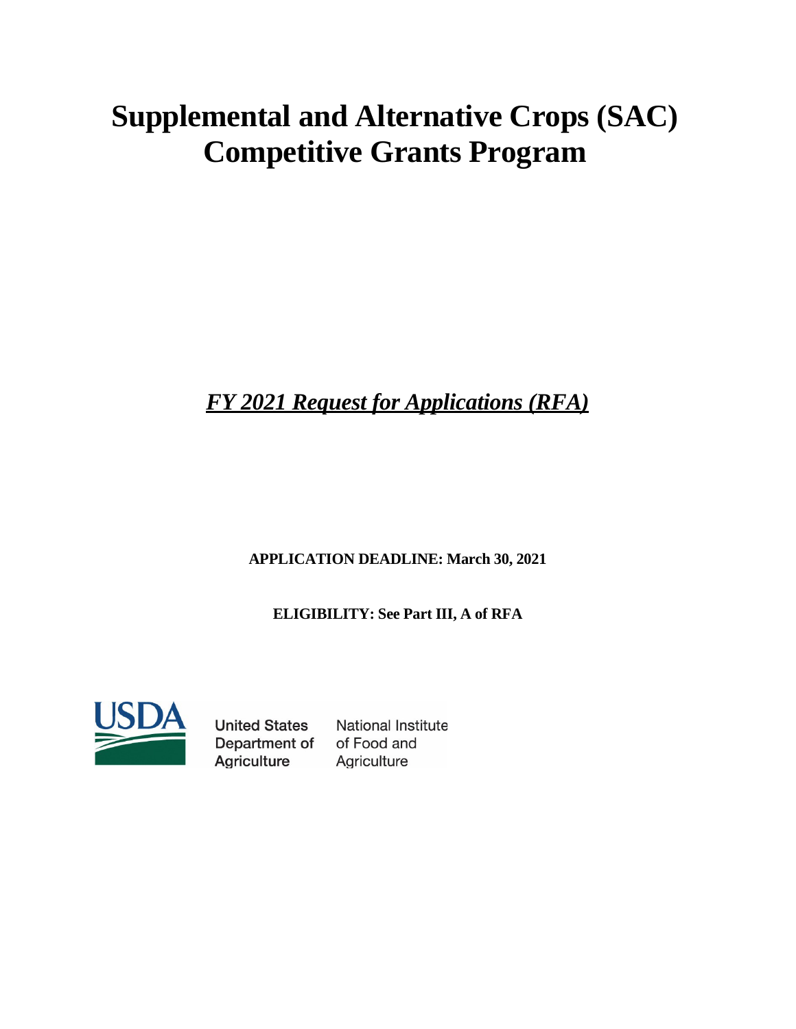# Supplemental and Alternative Crops (SAC) Competitive Grants Program

***FY 2021 Request for Applications (RFA)***

**APPLICATION DEADLINE: March 30, 2021**

**ELIGIBILITY: See Part III, A of RFA**

United States Department of Agriculture

National Institute of Food and Agriculture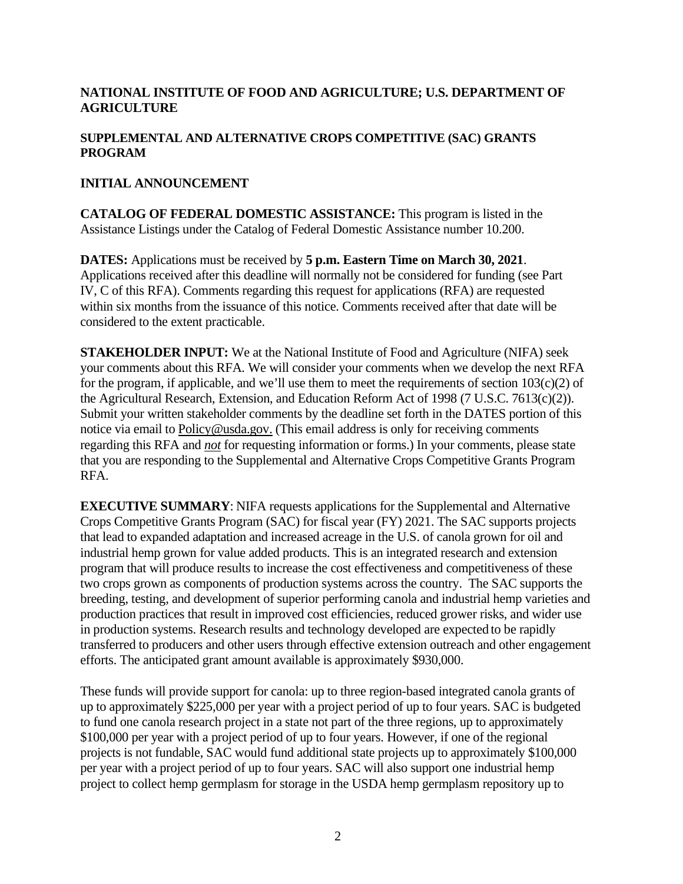## NATIONAL INSTITUTE OF FOOD AND AGRICULTURE; U.S. DEPARTMENT OF AGRICULTURE

## SUPPLEMENTAL AND ALTERNATIVE CROPS COMPETITIVE (SAC) GRANTS PROGRAM

## INITIAL ANNOUNCEMENT

**CATALOG OF FEDERAL DOMESTIC ASSISTANCE:** This program is listed in the Assistance Listings under the Catalog of Federal Domestic Assistance number 10.200.

**DATES:** Applications must be received by **5 p.m. Eastern Time on March 30, 2021**. Applications received after this deadline will normally not be considered for funding (see Part IV, C of this RFA). Comments regarding this request for applications (RFA) are requested within six months from the issuance of this notice. Comments received after that date will be considered to the extent practicable.

**STAKEHOLDER INPUT:** We at the National Institute of Food and Agriculture (NIFA) seek your comments about this RFA. We will consider your comments when we develop the next RFA for the program, if applicable, and we'll use them to meet the requirements of section 103(c)(2) of the Agricultural Research, Extension, and Education Reform Act of 1998 (7 U.S.C. 7613(c)(2)). Submit your written stakeholder comments by the deadline set forth in the DATES portion of this notice via email to Policy@usda.gov. (This email address is only for receiving comments regarding this RFA and ***not*** for requesting information or forms.) In your comments, please state that you are responding to the Supplemental and Alternative Crops Competitive Grants Program RFA.

**EXECUTIVE SUMMARY**: NIFA requests applications for the Supplemental and Alternative Crops Competitive Grants Program (SAC) for fiscal year (FY) 2021. The SAC supports projects that lead to expanded adaptation and increased acreage in the U.S. of canola grown for oil and industrial hemp grown for value added products. This is an integrated research and extension program that will produce results to increase the cost effectiveness and competitiveness of these two crops grown as components of production systems across the country. The SAC supports the breeding, testing, and development of superior performing canola and industrial hemp varieties and production practices that result in improved cost efficiencies, reduced grower risks, and wider use in production systems. Research results and technology developed are expected to be rapidly transferred to producers and other users through effective extension outreach and other engagement efforts. The anticipated grant amount available is approximately $930,000.

These funds will provide support for canola: up to three region-based integrated canola grants of up to approximately $225,000 per year with a project period of up to four years. SAC is budgeted to fund one canola research project in a state not part of the three regions, up to approximately $100,000 per year with a project period of up to four years. However, if one of the regional projects is not fundable, SAC would fund additional state projects up to approximately $100,000 per year with a project period of up to four years. SAC will also support one industrial hemp project to collect hemp germplasm for storage in the USDA hemp germplasm repository up to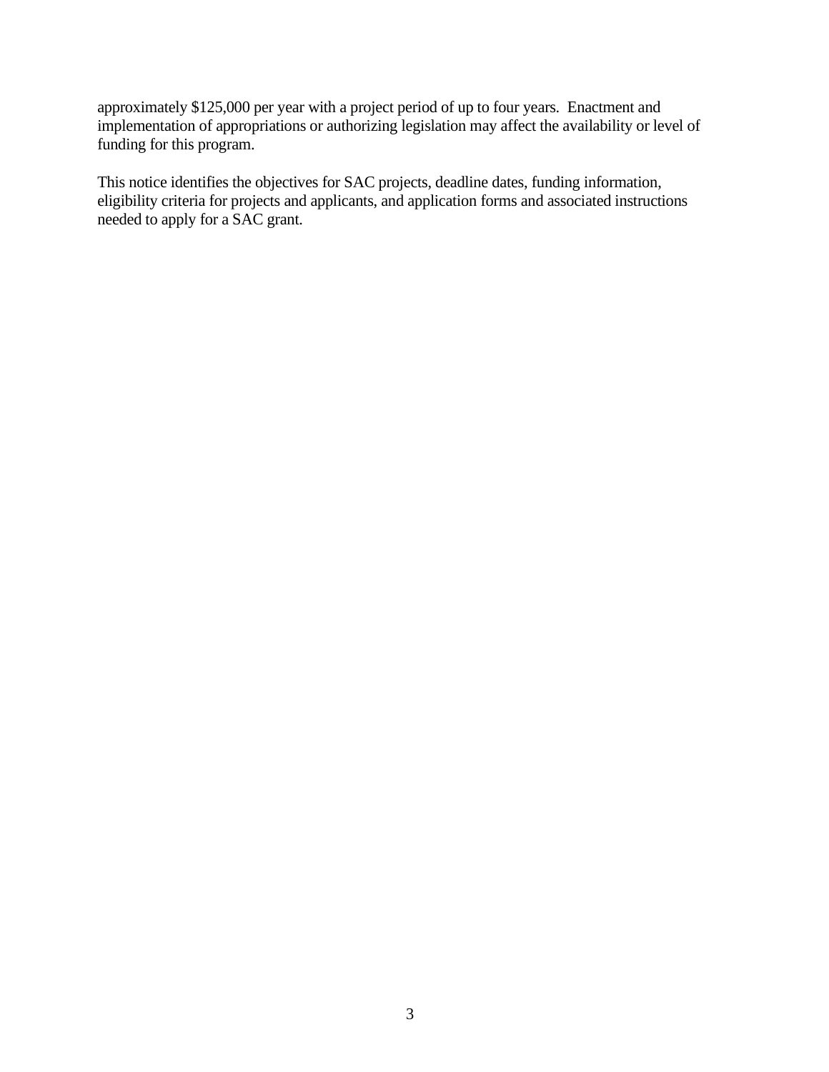approximately $125,000 per year with a project period of up to four years. Enactment and implementation of appropriations or authorizing legislation may affect the availability or level of funding for this program.

This notice identifies the objectives for SAC projects, deadline dates, funding information, eligibility criteria for projects and applicants, and application forms and associated instructions needed to apply for a SAC grant.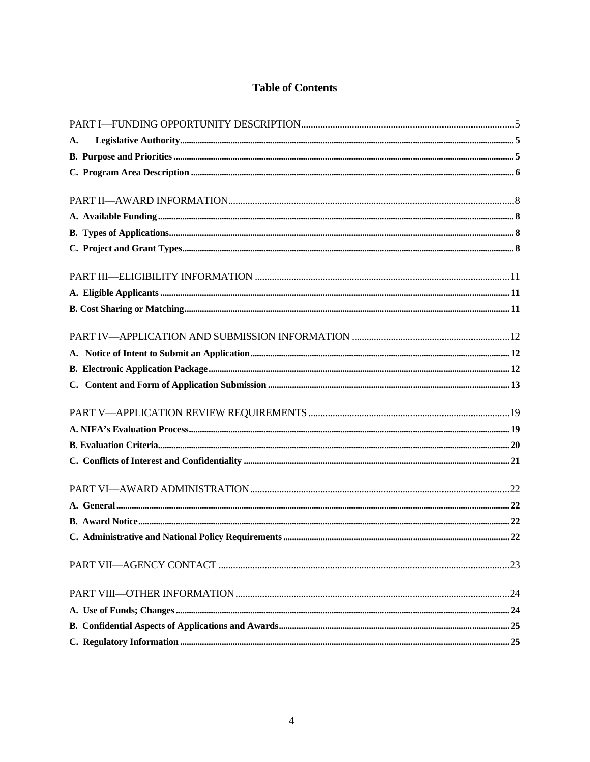# Table of Contents

PART I—FUNDING OPPORTUNITY DESCRIPTION....................5

- **A. Legislative Authority**.................... **5**
- **B. Purpose and Priorities**.................... **5**
- **C. Program Area Description**.................... **6**

PART II—AWARD INFORMATION....................8

- **A. Available Funding**.................... **8**
- **B. Types of Applications**.................... **8**
- **C. Project and Grant Types**.................... **8**

PART III—ELIGIBILITY INFORMATION....................11

- **A. Eligible Applicants**.................... **11**
- **B. Cost Sharing or Matching**.................... **11**

PART IV—APPLICATION AND SUBMISSION INFORMATION....................12

- **A. Notice of Intent to Submit an Application**.................... **12**
- **B. Electronic Application Package**.................... **12**
- **C. Content and Form of Application Submission**.................... **13**

PART V—APPLICATION REVIEW REQUIREMENTS....................19

- **A. NIFA's Evaluation Process**.................... **19**
- **B. Evaluation Criteria**.................... **20**
- **C. Conflicts of Interest and Confidentiality**.................... **21**

PART VI—AWARD ADMINISTRATION....................22

- **A. General**.................... **22**
- **B. Award Notice**.................... **22**
- **C. Administrative and National Policy Requirements**.................... **22**

PART VII—AGENCY CONTACT....................23

PART VIII—OTHER INFORMATION....................24

- **A. Use of Funds; Changes**.................... **24**
- **B. Confidential Aspects of Applications and Awards**.................... **25**
- **C. Regulatory Information**.................... **25**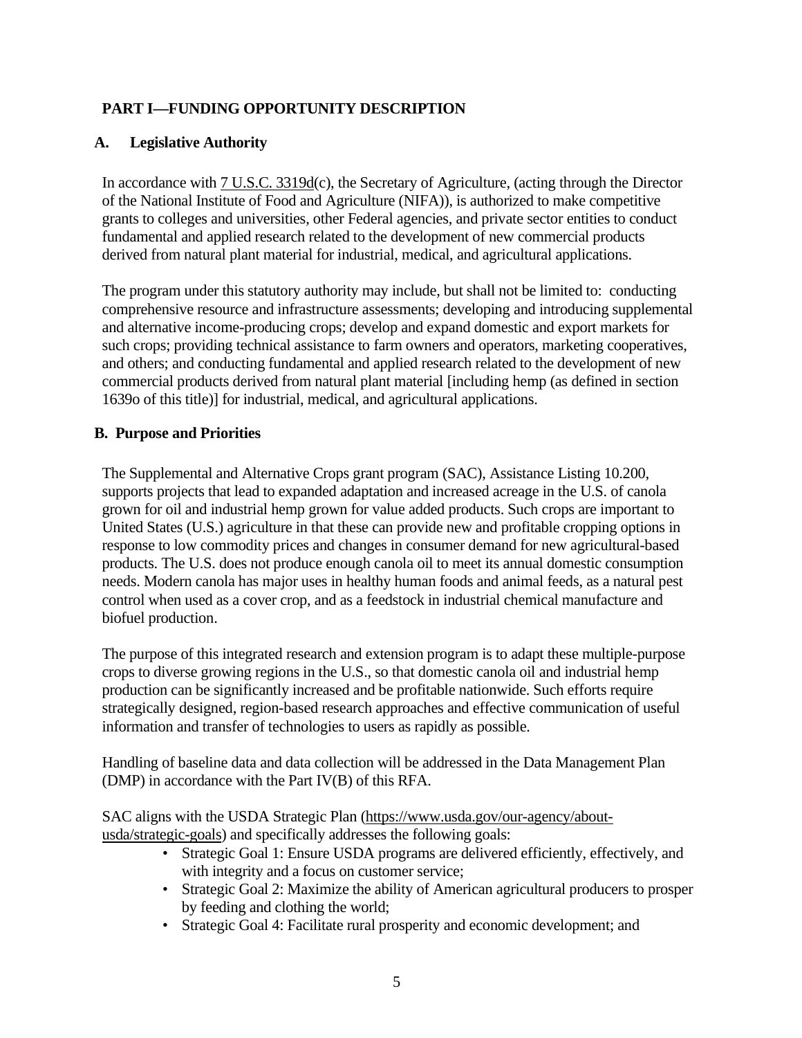## PART I—FUNDING OPPORTUNITY DESCRIPTION

### A. Legislative Authority

In accordance with 7 U.S.C. 3319d(c), the Secretary of Agriculture, (acting through the Director of the National Institute of Food and Agriculture (NIFA)), is authorized to make competitive grants to colleges and universities, other Federal agencies, and private sector entities to conduct fundamental and applied research related to the development of new commercial products derived from natural plant material for industrial, medical, and agricultural applications.

The program under this statutory authority may include, but shall not be limited to: conducting comprehensive resource and infrastructure assessments; developing and introducing supplemental and alternative income-producing crops; develop and expand domestic and export markets for such crops; providing technical assistance to farm owners and operators, marketing cooperatives, and others; and conducting fundamental and applied research related to the development of new commercial products derived from natural plant material [including hemp (as defined in section 1639o of this title)] for industrial, medical, and agricultural applications.

### B. Purpose and Priorities

The Supplemental and Alternative Crops grant program (SAC), Assistance Listing 10.200, supports projects that lead to expanded adaptation and increased acreage in the U.S. of canola grown for oil and industrial hemp grown for value added products. Such crops are important to United States (U.S.) agriculture in that these can provide new and profitable cropping options in response to low commodity prices and changes in consumer demand for new agricultural-based products. The U.S. does not produce enough canola oil to meet its annual domestic consumption needs. Modern canola has major uses in healthy human foods and animal feeds, as a natural pest control when used as a cover crop, and as a feedstock in industrial chemical manufacture and biofuel production.

The purpose of this integrated research and extension program is to adapt these multiple-purpose crops to diverse growing regions in the U.S., so that domestic canola oil and industrial hemp production can be significantly increased and be profitable nationwide. Such efforts require strategically designed, region-based research approaches and effective communication of useful information and transfer of technologies to users as rapidly as possible.

Handling of baseline data and data collection will be addressed in the Data Management Plan (DMP) in accordance with the Part IV(B) of this RFA.

SAC aligns with the USDA Strategic Plan (https://www.usda.gov/our-agency/about-usda/strategic-goals) and specifically addresses the following goals:

- Strategic Goal 1: Ensure USDA programs are delivered efficiently, effectively, and with integrity and a focus on customer service;
- Strategic Goal 2: Maximize the ability of American agricultural producers to prosper by feeding and clothing the world;
- Strategic Goal 4: Facilitate rural prosperity and economic development; and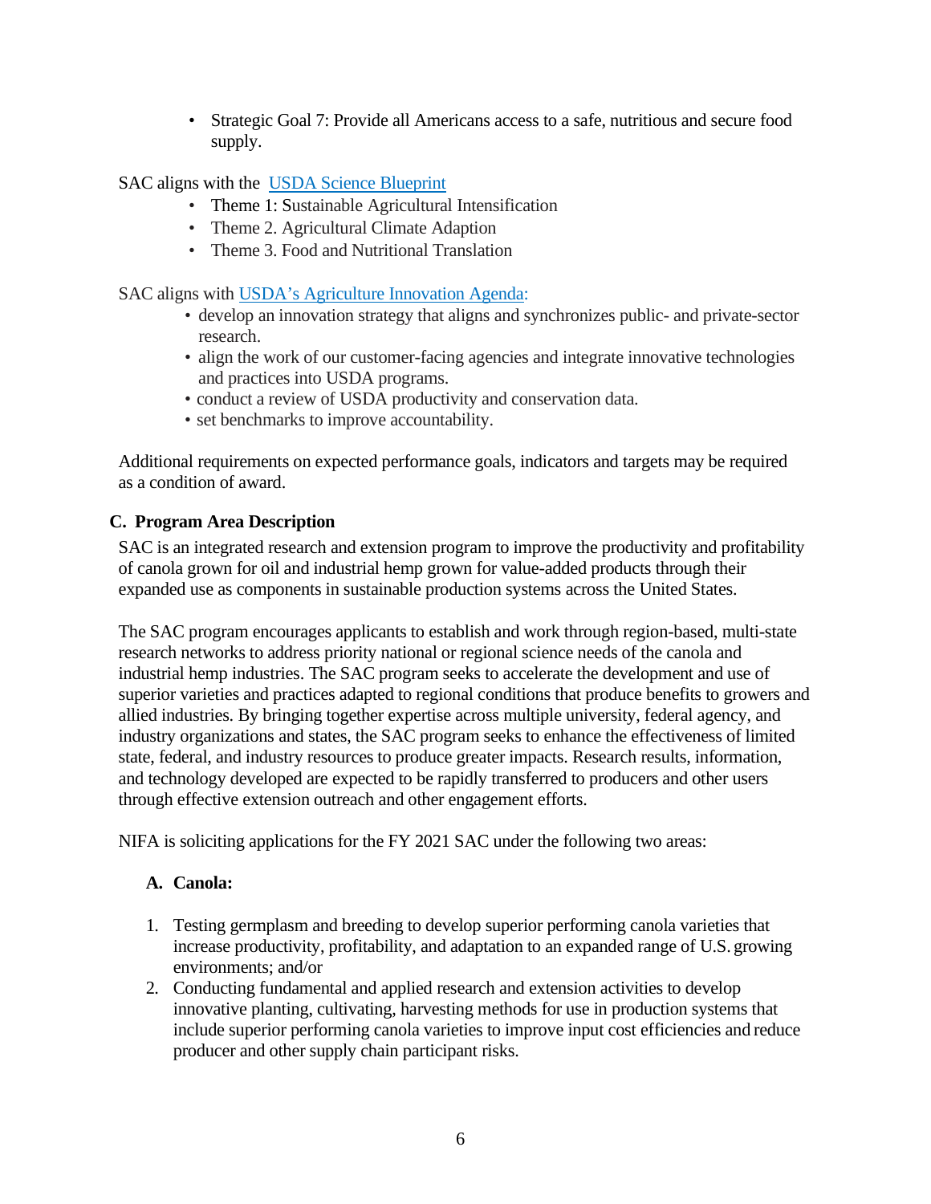- Strategic Goal 7: Provide all Americans access to a safe, nutritious and secure food supply.

SAC aligns with the [USDA Science Blueprint](#)

- Theme 1: Sustainable Agricultural Intensification
- Theme 2. Agricultural Climate Adaption
- Theme 3. Food and Nutritional Translation

SAC aligns with [USDA's Agriculture Innovation Agenda](#):

- develop an innovation strategy that aligns and synchronizes public- and private-sector research.
- align the work of our customer-facing agencies and integrate innovative technologies and practices into USDA programs.
- conduct a review of USDA productivity and conservation data.
- set benchmarks to improve accountability.

Additional requirements on expected performance goals, indicators and targets may be required as a condition of award.

### C. Program Area Description

SAC is an integrated research and extension program to improve the productivity and profitability of canola grown for oil and industrial hemp grown for value-added products through their expanded use as components in sustainable production systems across the United States.

The SAC program encourages applicants to establish and work through region-based, multi-state research networks to address priority national or regional science needs of the canola and industrial hemp industries. The SAC program seeks to accelerate the development and use of superior varieties and practices adapted to regional conditions that produce benefits to growers and allied industries. By bringing together expertise across multiple university, federal agency, and industry organizations and states, the SAC program seeks to enhance the effectiveness of limited state, federal, and industry resources to produce greater impacts. Research results, information, and technology developed are expected to be rapidly transferred to producers and other users through effective extension outreach and other engagement efforts.

NIFA is soliciting applications for the FY 2021 SAC under the following two areas:

#### A. Canola:

1. Testing germplasm and breeding to develop superior performing canola varieties that increase productivity, profitability, and adaptation to an expanded range of U.S. growing environments; and/or
2. Conducting fundamental and applied research and extension activities to develop innovative planting, cultivating, harvesting methods for use in production systems that include superior performing canola varieties to improve input cost efficiencies and reduce producer and other supply chain participant risks.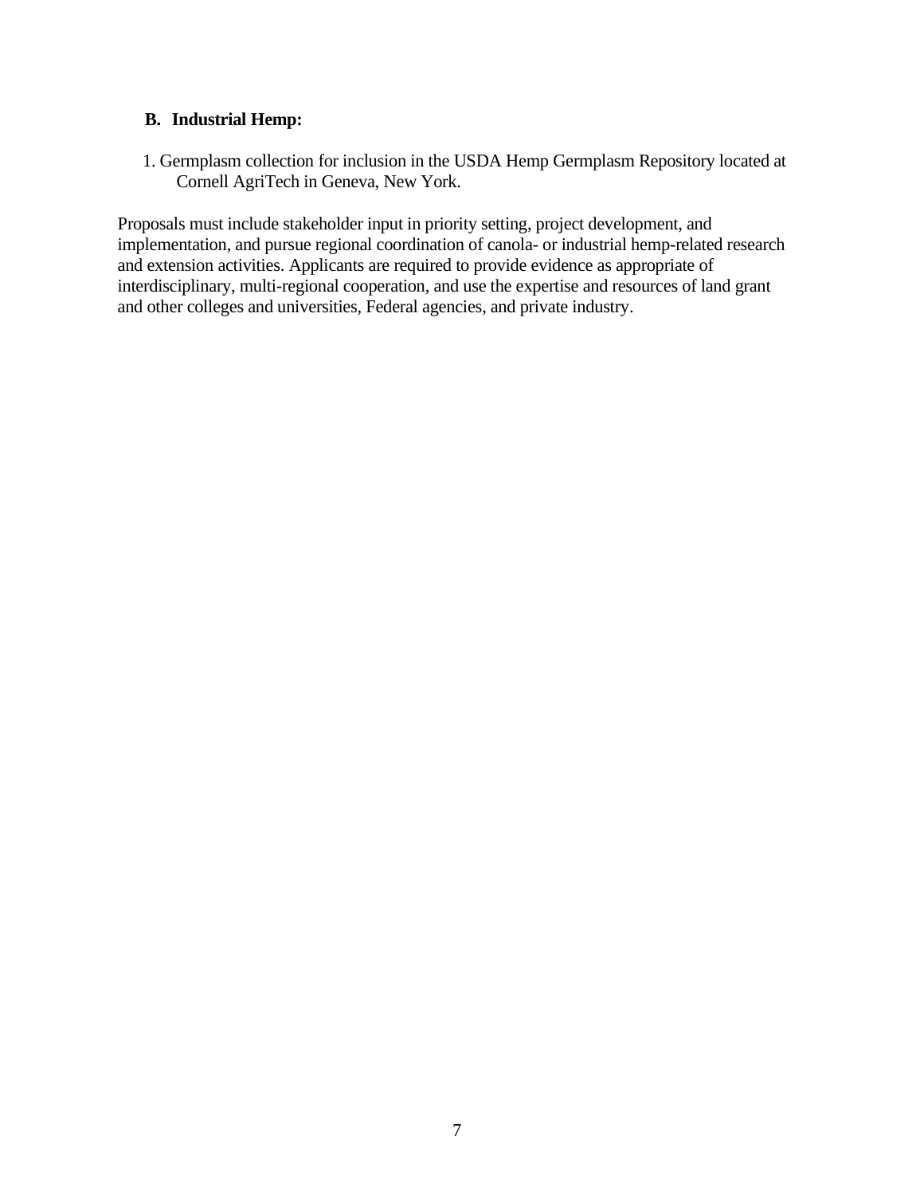**B. Industrial Hemp:**

1. Germplasm collection for inclusion in the USDA Hemp Germplasm Repository located at Cornell AgriTech in Geneva, New York.

Proposals must include stakeholder input in priority setting, project development, and implementation, and pursue regional coordination of canola- or industrial hemp-related research and extension activities. Applicants are required to provide evidence as appropriate of interdisciplinary, multi-regional cooperation, and use the expertise and resources of land grant and other colleges and universities, Federal agencies, and private industry.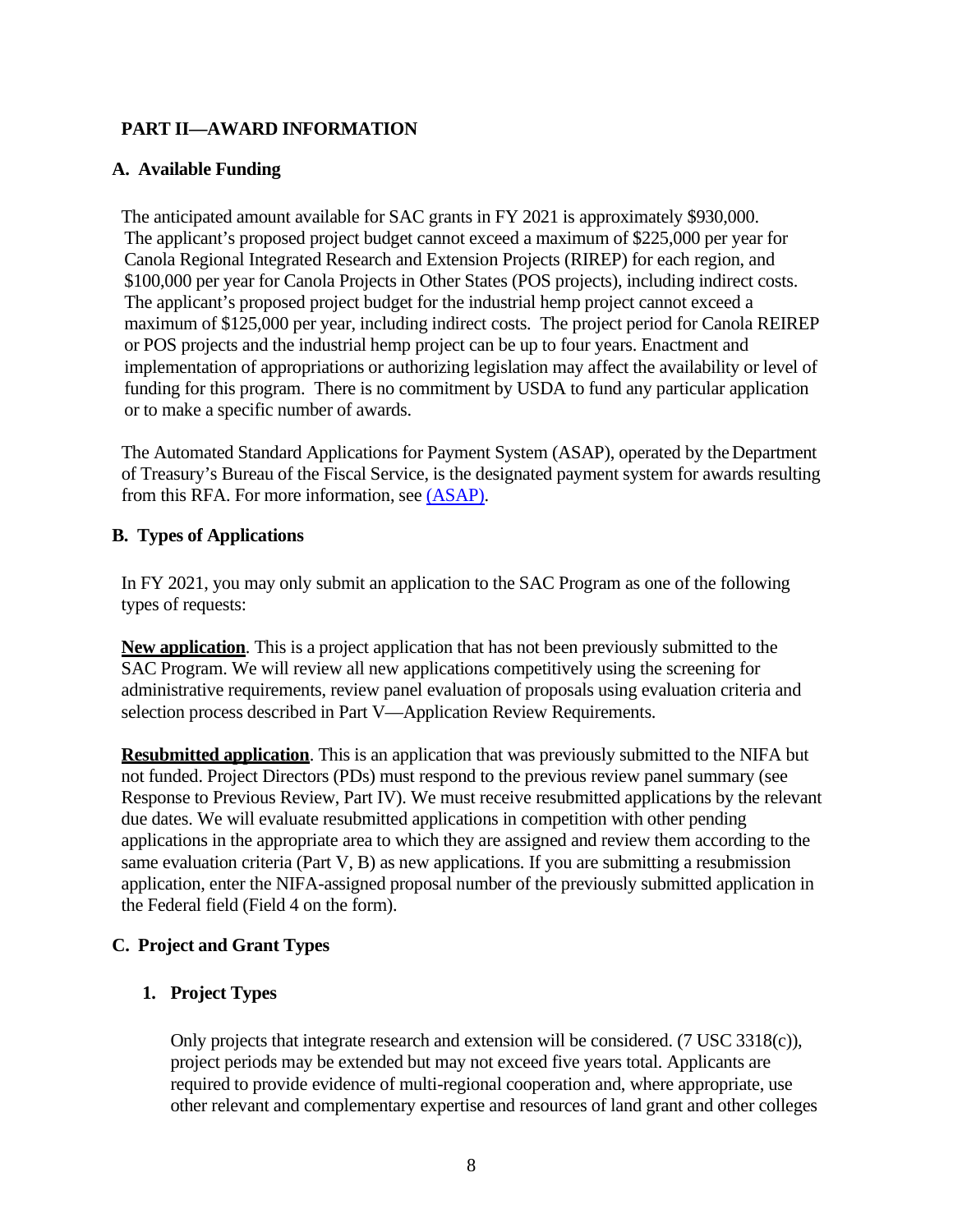## PART II—AWARD INFORMATION

### A. Available Funding

The anticipated amount available for SAC grants in FY 2021 is approximately $930,000. The applicant's proposed project budget cannot exceed a maximum of $225,000 per year for Canola Regional Integrated Research and Extension Projects (RIREP) for each region, and $100,000 per year for Canola Projects in Other States (POS projects), including indirect costs. The applicant's proposed project budget for the industrial hemp project cannot exceed a maximum of $125,000 per year, including indirect costs. The project period for Canola REIREP or POS projects and the industrial hemp project can be up to four years. Enactment and implementation of appropriations or authorizing legislation may affect the availability or level of funding for this program. There is no commitment by USDA to fund any particular application or to make a specific number of awards.

The Automated Standard Applications for Payment System (ASAP), operated by the Department of Treasury's Bureau of the Fiscal Service, is the designated payment system for awards resulting from this RFA. For more information, see [(ASAP)](ASAP).

### B. Types of Applications

In FY 2021, you may only submit an application to the SAC Program as one of the following types of requests:

**New application**. This is a project application that has not been previously submitted to the SAC Program. We will review all new applications competitively using the screening for administrative requirements, review panel evaluation of proposals using evaluation criteria and selection process described in Part V—Application Review Requirements.

**Resubmitted application**. This is an application that was previously submitted to the NIFA but not funded. Project Directors (PDs) must respond to the previous review panel summary (see Response to Previous Review, Part IV). We must receive resubmitted applications by the relevant due dates. We will evaluate resubmitted applications in competition with other pending applications in the appropriate area to which they are assigned and review them according to the same evaluation criteria (Part V, B) as new applications. If you are submitting a resubmission application, enter the NIFA-assigned proposal number of the previously submitted application in the Federal field (Field 4 on the form).

### C. Project and Grant Types

#### 1. Project Types

Only projects that integrate research and extension will be considered. (7 USC 3318(c)), project periods may be extended but may not exceed five years total. Applicants are required to provide evidence of multi-regional cooperation and, where appropriate, use other relevant and complementary expertise and resources of land grant and other colleges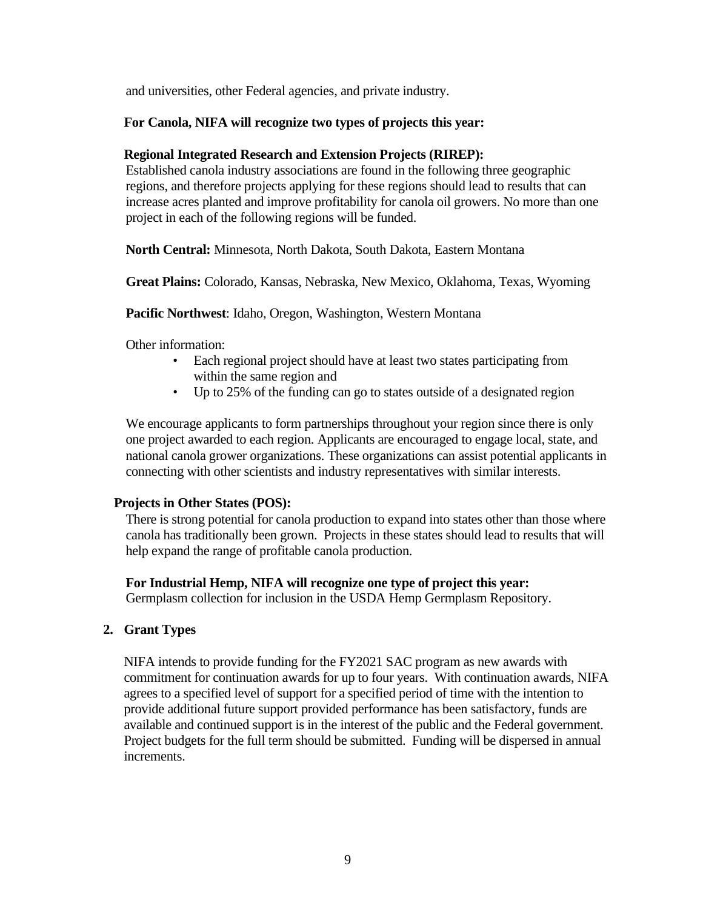and universities, other Federal agencies, and private industry.

**For Canola, NIFA will recognize two types of projects this year:**

**Regional Integrated Research and Extension Projects (RIREP):**
Established canola industry associations are found in the following three geographic regions, and therefore projects applying for these regions should lead to results that can increase acres planted and improve profitability for canola oil growers. No more than one project in each of the following regions will be funded.

**North Central:** Minnesota, North Dakota, South Dakota, Eastern Montana

**Great Plains:** Colorado, Kansas, Nebraska, New Mexico, Oklahoma, Texas, Wyoming

**Pacific Northwest**: Idaho, Oregon, Washington, Western Montana

Other information:

- Each regional project should have at least two states participating from within the same region and
- Up to 25% of the funding can go to states outside of a designated region

We encourage applicants to form partnerships throughout your region since there is only one project awarded to each region. Applicants are encouraged to engage local, state, and national canola grower organizations. These organizations can assist potential applicants in connecting with other scientists and industry representatives with similar interests.

**Projects in Other States (POS):**
There is strong potential for canola production to expand into states other than those where canola has traditionally been grown. Projects in these states should lead to results that will help expand the range of profitable canola production.

**For Industrial Hemp, NIFA will recognize one type of project this year:**
Germplasm collection for inclusion in the USDA Hemp Germplasm Repository.

## 2. Grant Types

NIFA intends to provide funding for the FY2021 SAC program as new awards with commitment for continuation awards for up to four years. With continuation awards, NIFA agrees to a specified level of support for a specified period of time with the intention to provide additional future support provided performance has been satisfactory, funds are available and continued support is in the interest of the public and the Federal government. Project budgets for the full term should be submitted. Funding will be dispersed in annual increments.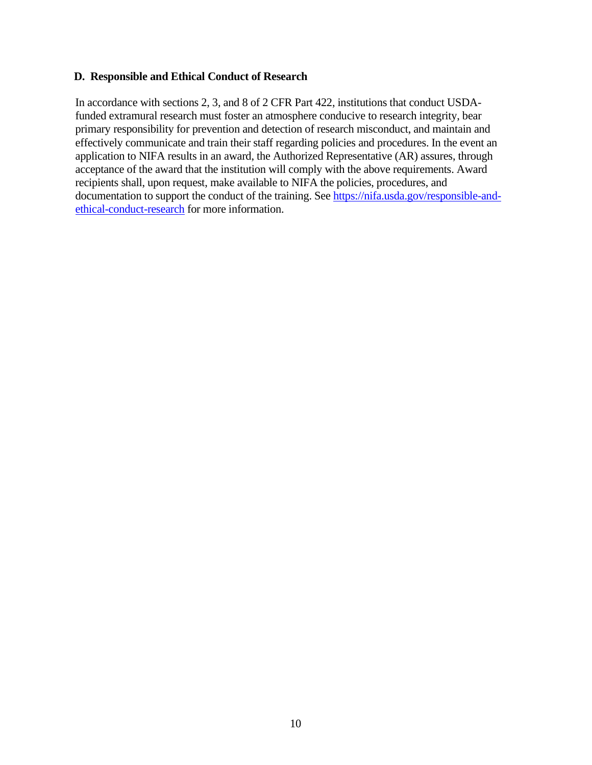### D. Responsible and Ethical Conduct of Research

In accordance with sections 2, 3, and 8 of 2 CFR Part 422, institutions that conduct USDA-funded extramural research must foster an atmosphere conducive to research integrity, bear primary responsibility for prevention and detection of research misconduct, and maintain and effectively communicate and train their staff regarding policies and procedures. In the event an application to NIFA results in an award, the Authorized Representative (AR) assures, through acceptance of the award that the institution will comply with the above requirements. Award recipients shall, upon request, make available to NIFA the policies, procedures, and documentation to support the conduct of the training. See [https://nifa.usda.gov/responsible-and-ethical-conduct-research](https://nifa.usda.gov/responsible-and-ethical-conduct-research) for more information.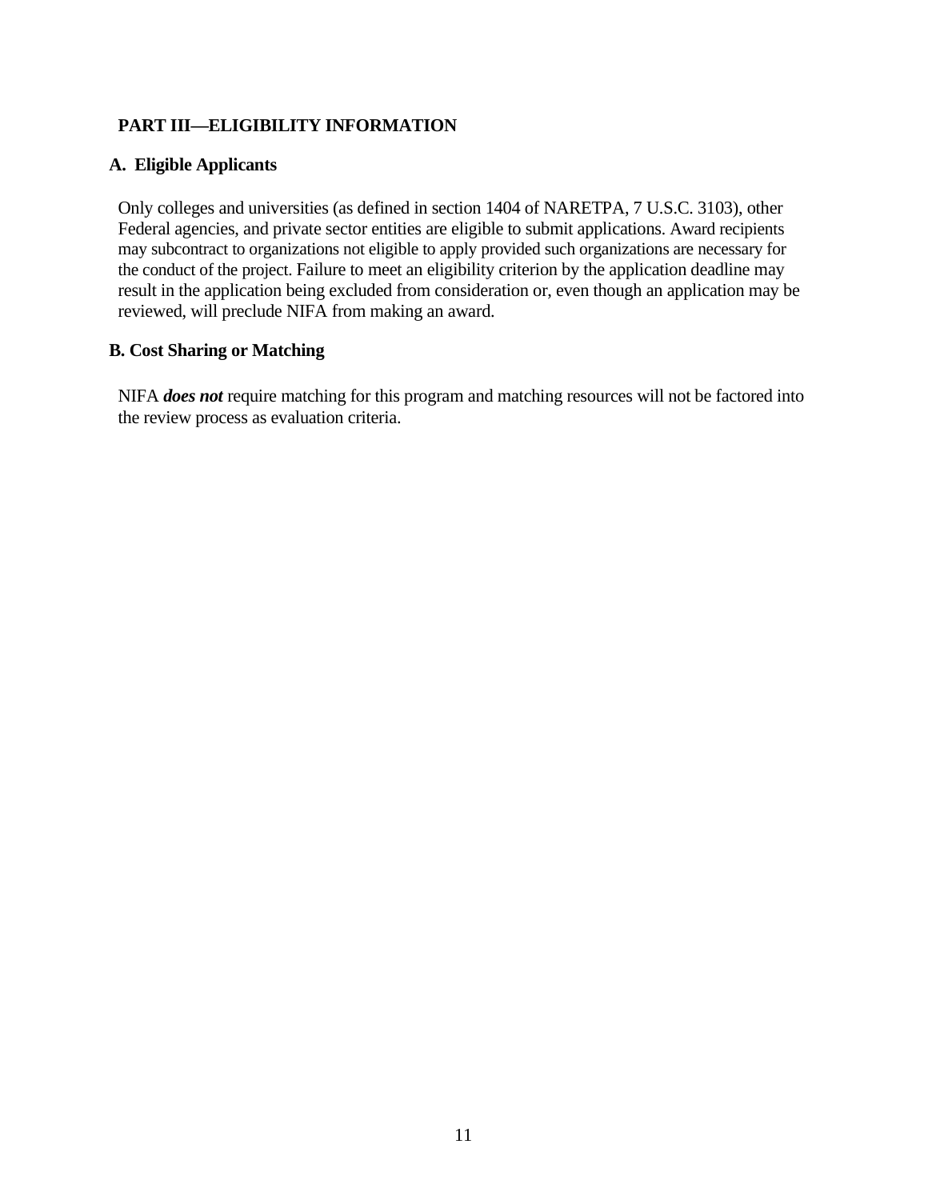## PART III—ELIGIBILITY INFORMATION

### A. Eligible Applicants

Only colleges and universities (as defined in section 1404 of NARETPA, 7 U.S.C. 3103), other Federal agencies, and private sector entities are eligible to submit applications. Award recipients may subcontract to organizations not eligible to apply provided such organizations are necessary for the conduct of the project. Failure to meet an eligibility criterion by the application deadline may result in the application being excluded from consideration or, even though an application may be reviewed, will preclude NIFA from making an award.

### B. Cost Sharing or Matching

NIFA ***does not*** require matching for this program and matching resources will not be factored into the review process as evaluation criteria.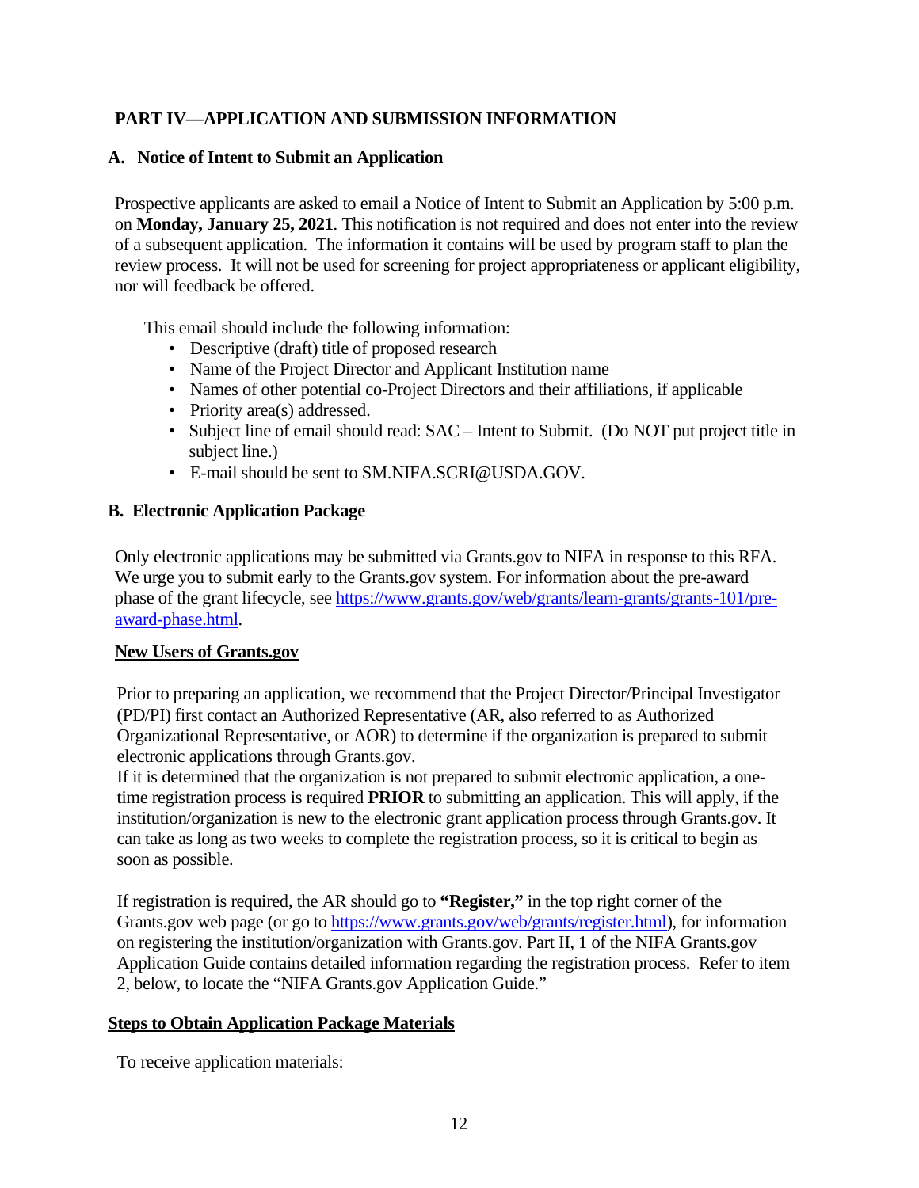## PART IV—APPLICATION AND SUBMISSION INFORMATION

### A. Notice of Intent to Submit an Application

Prospective applicants are asked to email a Notice of Intent to Submit an Application by 5:00 p.m. on **Monday, January 25, 2021**. This notification is not required and does not enter into the review of a subsequent application. The information it contains will be used by program staff to plan the review process. It will not be used for screening for project appropriateness or applicant eligibility, nor will feedback be offered.

This email should include the following information:

- Descriptive (draft) title of proposed research
- Name of the Project Director and Applicant Institution name
- Names of other potential co-Project Directors and their affiliations, if applicable
- Priority area(s) addressed.
- Subject line of email should read: SAC – Intent to Submit. (Do NOT put project title in subject line.)
- E-mail should be sent to SM.NIFA.SCRI@USDA.GOV.

### B. Electronic Application Package

Only electronic applications may be submitted via Grants.gov to NIFA in response to this RFA. We urge you to submit early to the Grants.gov system. For information about the pre-award phase of the grant lifecycle, see [https://www.grants.gov/web/grants/learn-grants/grants-101/pre-award-phase.html](https://www.grants.gov/web/grants/learn-grants/grants-101/pre-award-phase.html).

**New Users of Grants.gov**

Prior to preparing an application, we recommend that the Project Director/Principal Investigator (PD/PI) first contact an Authorized Representative (AR, also referred to as Authorized Organizational Representative, or AOR) to determine if the organization is prepared to submit electronic applications through Grants.gov.
If it is determined that the organization is not prepared to submit electronic application, a one-time registration process is required **PRIOR** to submitting an application. This will apply, if the institution/organization is new to the electronic grant application process through Grants.gov. It can take as long as two weeks to complete the registration process, so it is critical to begin as soon as possible.

If registration is required, the AR should go to **"Register,"** in the top right corner of the Grants.gov web page (or go to [https://www.grants.gov/web/grants/register.html](https://www.grants.gov/web/grants/register.html)), for information on registering the institution/organization with Grants.gov. Part II, 1 of the NIFA Grants.gov Application Guide contains detailed information regarding the registration process. Refer to item 2, below, to locate the "NIFA Grants.gov Application Guide."

**Steps to Obtain Application Package Materials**

To receive application materials: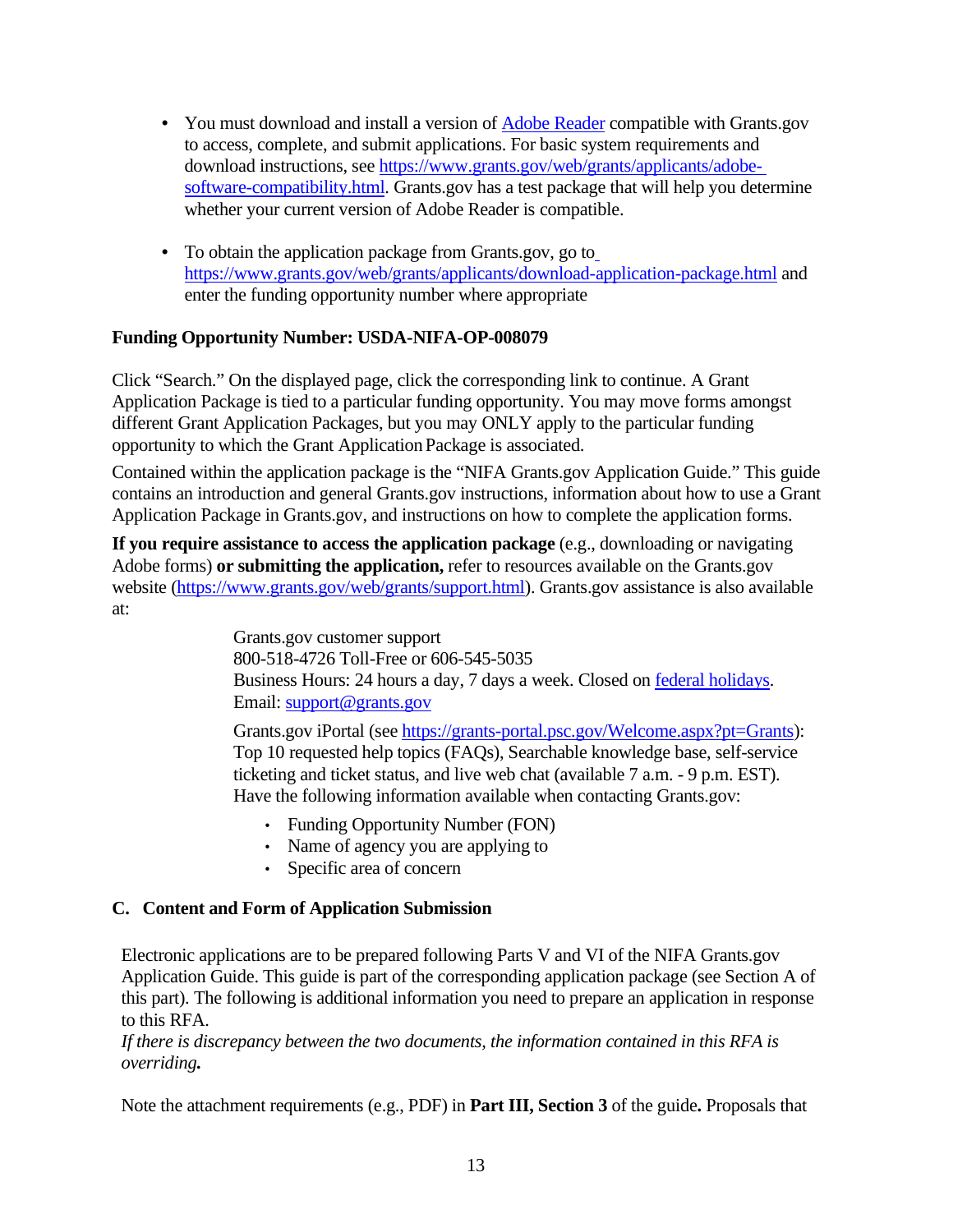- You must download and install a version of [Adobe Reader](https://www.grants.gov/web/grants/applicants/adobe-software-compatibility.html) compatible with Grants.gov to access, complete, and submit applications. For basic system requirements and download instructions, see [https://www.grants.gov/web/grants/applicants/adobe-software-compatibility.html](https://www.grants.gov/web/grants/applicants/adobe-software-compatibility.html). Grants.gov has a test package that will help you determine whether your current version of Adobe Reader is compatible.

- To obtain the application package from Grants.gov, go to [https://www.grants.gov/web/grants/applicants/download-application-package.html](https://www.grants.gov/web/grants/applicants/download-application-package.html) and enter the funding opportunity number where appropriate

**Funding Opportunity Number: USDA-NIFA-OP-008079**

Click "Search." On the displayed page, click the corresponding link to continue. A Grant Application Package is tied to a particular funding opportunity. You may move forms amongst different Grant Application Packages, but you may ONLY apply to the particular funding opportunity to which the Grant Application Package is associated.

Contained within the application package is the "NIFA Grants.gov Application Guide." This guide contains an introduction and general Grants.gov instructions, information about how to use a Grant Application Package in Grants.gov, and instructions on how to complete the application forms.

**If you require assistance to access the application package** (e.g., downloading or navigating Adobe forms) **or submitting the application,** refer to resources available on the Grants.gov website ([https://www.grants.gov/web/grants/support.html](https://www.grants.gov/web/grants/support.html)). Grants.gov assistance is also available at:

> Grants.gov customer support
> 800-518-4726 Toll-Free or 606-545-5035
> Business Hours: 24 hours a day, 7 days a week. Closed on [federal holidays](https://www.opm.gov/policy-data-oversight/snow-dismissal-procedures/federal-holidays/).
> Email: [support@grants.gov](mailto:support@grants.gov)
>
> Grants.gov iPortal (see [https://grants-portal.psc.gov/Welcome.aspx?pt=Grants](https://grants-portal.psc.gov/Welcome.aspx?pt=Grants)): Top 10 requested help topics (FAQs), Searchable knowledge base, self-service ticketing and ticket status, and live web chat (available 7 a.m. - 9 p.m. EST).
> Have the following information available when contacting Grants.gov:
>
> - Funding Opportunity Number (FON)
> - Name of agency you are applying to
> - Specific area of concern

## C. Content and Form of Application Submission

Electronic applications are to be prepared following Parts V and VI of the NIFA Grants.gov Application Guide. This guide is part of the corresponding application package (see Section A of this part). The following is additional information you need to prepare an application in response to this RFA.
*If there is discrepancy between the two documents, the information contained in this RFA is overriding.*

Note the attachment requirements (e.g., PDF) in **Part III, Section 3** of the guide**.** Proposals that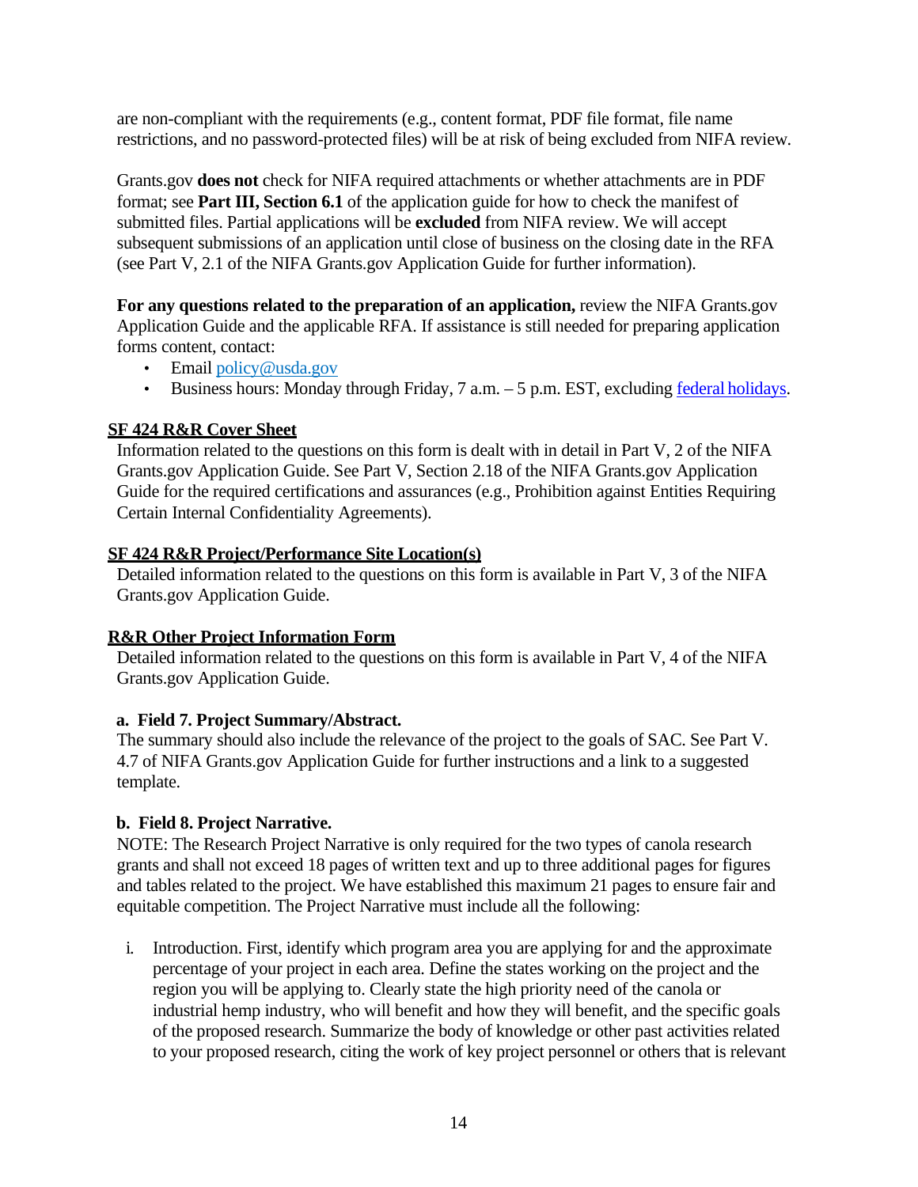are non-compliant with the requirements (e.g., content format, PDF file format, file name restrictions, and no password-protected files) will be at risk of being excluded from NIFA review.

Grants.gov **does not** check for NIFA required attachments or whether attachments are in PDF format; see **Part III, Section 6.1** of the application guide for how to check the manifest of submitted files. Partial applications will be **excluded** from NIFA review. We will accept subsequent submissions of an application until close of business on the closing date in the RFA (see Part V, 2.1 of the NIFA Grants.gov Application Guide for further information).

**For any questions related to the preparation of an application,** review the NIFA Grants.gov Application Guide and the applicable RFA. If assistance is still needed for preparing application forms content, contact:

- Email policy@usda.gov
- Business hours: Monday through Friday, 7 a.m. – 5 p.m. EST, excluding federal holidays.

**SF 424 R&R Cover Sheet**

Information related to the questions on this form is dealt with in detail in Part V, 2 of the NIFA Grants.gov Application Guide. See Part V, Section 2.18 of the NIFA Grants.gov Application Guide for the required certifications and assurances (e.g., Prohibition against Entities Requiring Certain Internal Confidentiality Agreements).

**SF 424 R&R Project/Performance Site Location(s)**

Detailed information related to the questions on this form is available in Part V, 3 of the NIFA Grants.gov Application Guide.

**R&R Other Project Information Form**

Detailed information related to the questions on this form is available in Part V, 4 of the NIFA Grants.gov Application Guide.

**a. Field 7. Project Summary/Abstract.**

The summary should also include the relevance of the project to the goals of SAC. See Part V. 4.7 of NIFA Grants.gov Application Guide for further instructions and a link to a suggested template.

**b. Field 8. Project Narrative.**

NOTE: The Research Project Narrative is only required for the two types of canola research grants and shall not exceed 18 pages of written text and up to three additional pages for figures and tables related to the project. We have established this maximum 21 pages to ensure fair and equitable competition. The Project Narrative must include all the following:

i. Introduction. First, identify which program area you are applying for and the approximate percentage of your project in each area. Define the states working on the project and the region you will be applying to. Clearly state the high priority need of the canola or industrial hemp industry, who will benefit and how they will benefit, and the specific goals of the proposed research. Summarize the body of knowledge or other past activities related to your proposed research, citing the work of key project personnel or others that is relevant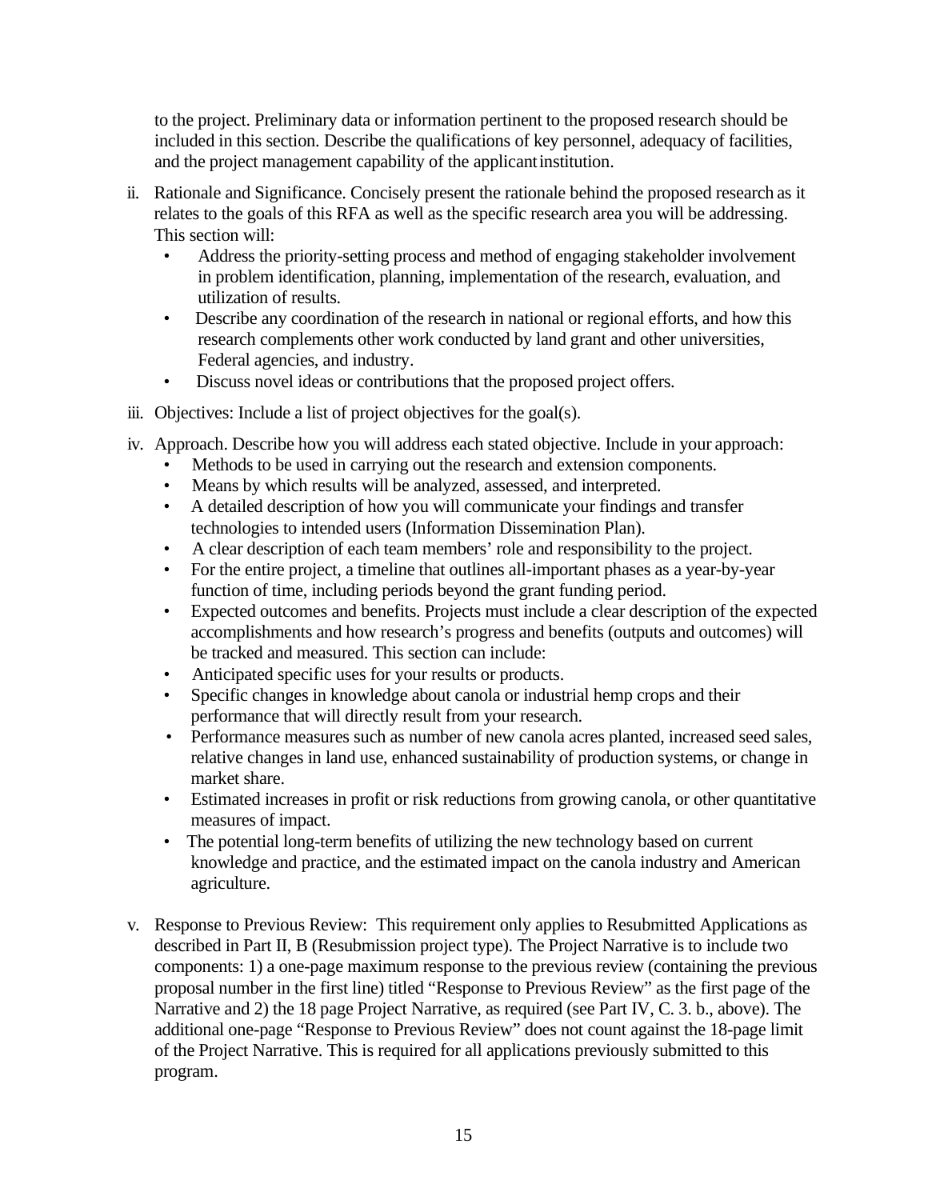to the project. Preliminary data or information pertinent to the proposed research should be included in this section. Describe the qualifications of key personnel, adequacy of facilities, and the project management capability of the applicant institution.

ii. Rationale and Significance. Concisely present the rationale behind the proposed research as it relates to the goals of this RFA as well as the specific research area you will be addressing. This section will:
   - Address the priority-setting process and method of engaging stakeholder involvement in problem identification, planning, implementation of the research, evaluation, and utilization of results.
   - Describe any coordination of the research in national or regional efforts, and how this research complements other work conducted by land grant and other universities, Federal agencies, and industry.
   - Discuss novel ideas or contributions that the proposed project offers.

iii. Objectives: Include a list of project objectives for the goal(s).

iv. Approach. Describe how you will address each stated objective. Include in your approach:
   - Methods to be used in carrying out the research and extension components.
   - Means by which results will be analyzed, assessed, and interpreted.
   - A detailed description of how you will communicate your findings and transfer technologies to intended users (Information Dissemination Plan).
   - A clear description of each team members' role and responsibility to the project.
   - For the entire project, a timeline that outlines all-important phases as a year-by-year function of time, including periods beyond the grant funding period.
   - Expected outcomes and benefits. Projects must include a clear description of the expected accomplishments and how research's progress and benefits (outputs and outcomes) will be tracked and measured. This section can include:
   - Anticipated specific uses for your results or products.
   - Specific changes in knowledge about canola or industrial hemp crops and their performance that will directly result from your research.
   - Performance measures such as number of new canola acres planted, increased seed sales, relative changes in land use, enhanced sustainability of production systems, or change in market share.
   - Estimated increases in profit or risk reductions from growing canola, or other quantitative measures of impact.
   - The potential long-term benefits of utilizing the new technology based on current knowledge and practice, and the estimated impact on the canola industry and American agriculture.

v. Response to Previous Review: This requirement only applies to Resubmitted Applications as described in Part II, B (Resubmission project type). The Project Narrative is to include two components: 1) a one-page maximum response to the previous review (containing the previous proposal number in the first line) titled "Response to Previous Review" as the first page of the Narrative and 2) the 18 page Project Narrative, as required (see Part IV, C. 3. b., above). The additional one-page "Response to Previous Review" does not count against the 18-page limit of the Project Narrative. This is required for all applications previously submitted to this program.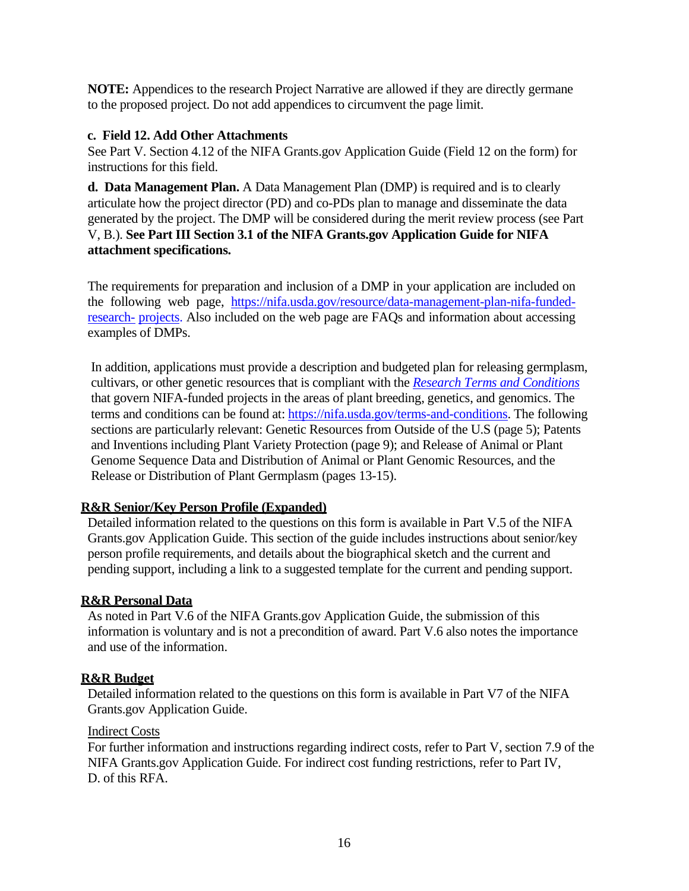**NOTE:** Appendices to the research Project Narrative are allowed if they are directly germane to the proposed project. Do not add appendices to circumvent the page limit.

**c. Field 12. Add Other Attachments**

See Part V. Section 4.12 of the NIFA Grants.gov Application Guide (Field 12 on the form) for instructions for this field.

**d. Data Management Plan.** A Data Management Plan (DMP) is required and is to clearly articulate how the project director (PD) and co-PDs plan to manage and disseminate the data generated by the project. The DMP will be considered during the merit review process (see Part V, B.). **See Part III Section 3.1 of the NIFA Grants.gov Application Guide for NIFA attachment specifications.**

The requirements for preparation and inclusion of a DMP in your application are included on the following web page, [https://nifa.usda.gov/resource/data-management-plan-nifa-funded-research- projects](https://nifa.usda.gov/resource/data-management-plan-nifa-funded-research-projects). Also included on the web page are FAQs and information about accessing examples of DMPs.

In addition, applications must provide a description and budgeted plan for releasing germplasm, cultivars, or other genetic resources that is compliant with the *[Research Terms and Conditions](https://nifa.usda.gov/terms-and-conditions)* that govern NIFA-funded projects in the areas of plant breeding, genetics, and genomics. The terms and conditions can be found at: [https://nifa.usda.gov/terms-and-conditions](https://nifa.usda.gov/terms-and-conditions). The following sections are particularly relevant: Genetic Resources from Outside of the U.S (page 5); Patents and Inventions including Plant Variety Protection (page 9); and Release of Animal or Plant Genome Sequence Data and Distribution of Animal or Plant Genomic Resources, and the Release or Distribution of Plant Germplasm (pages 13-15).

**R&R Senior/Key Person Profile (Expanded)**

Detailed information related to the questions on this form is available in Part V.5 of the NIFA Grants.gov Application Guide. This section of the guide includes instructions about senior/key person profile requirements, and details about the biographical sketch and the current and pending support, including a link to a suggested template for the current and pending support.

**R&R Personal Data**

As noted in Part V.6 of the NIFA Grants.gov Application Guide, the submission of this information is voluntary and is not a precondition of award. Part V.6 also notes the importance and use of the information.

**R&R Budget**

Detailed information related to the questions on this form is available in Part V7 of the NIFA Grants.gov Application Guide.

Indirect Costs

For further information and instructions regarding indirect costs, refer to Part V, section 7.9 of the NIFA Grants.gov Application Guide. For indirect cost funding restrictions, refer to Part IV, D. of this RFA.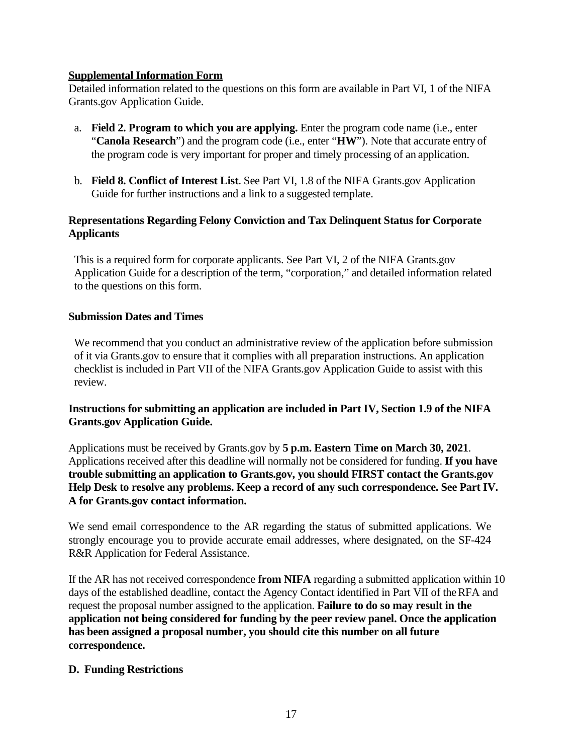**Supplemental Information Form**

Detailed information related to the questions on this form are available in Part VI, 1 of the NIFA Grants.gov Application Guide.

a. **Field 2. Program to which you are applying.** Enter the program code name (i.e., enter "**Canola Research**") and the program code (i.e., enter "**HW**"). Note that accurate entry of the program code is very important for proper and timely processing of an application.

b. **Field 8. Conflict of Interest List**. See Part VI, 1.8 of the NIFA Grants.gov Application Guide for further instructions and a link to a suggested template.

**Representations Regarding Felony Conviction and Tax Delinquent Status for Corporate Applicants**

This is a required form for corporate applicants. See Part VI, 2 of the NIFA Grants.gov Application Guide for a description of the term, "corporation," and detailed information related to the questions on this form.

**Submission Dates and Times**

We recommend that you conduct an administrative review of the application before submission of it via Grants.gov to ensure that it complies with all preparation instructions. An application checklist is included in Part VII of the NIFA Grants.gov Application Guide to assist with this review.

**Instructions for submitting an application are included in Part IV, Section 1.9 of the NIFA Grants.gov Application Guide.**

Applications must be received by Grants.gov by **5 p.m. Eastern Time on March 30, 2021**. Applications received after this deadline will normally not be considered for funding. **If you have trouble submitting an application to Grants.gov, you should FIRST contact the Grants.gov Help Desk to resolve any problems. Keep a record of any such correspondence. See Part IV. A for Grants.gov contact information.**

We send email correspondence to the AR regarding the status of submitted applications. We strongly encourage you to provide accurate email addresses, where designated, on the SF-424 R&R Application for Federal Assistance.

If the AR has not received correspondence **from NIFA** regarding a submitted application within 10 days of the established deadline, contact the Agency Contact identified in Part VII of the RFA and request the proposal number assigned to the application. **Failure to do so may result in the application not being considered for funding by the peer review panel. Once the application has been assigned a proposal number, you should cite this number on all future correspondence.**

**D. Funding Restrictions**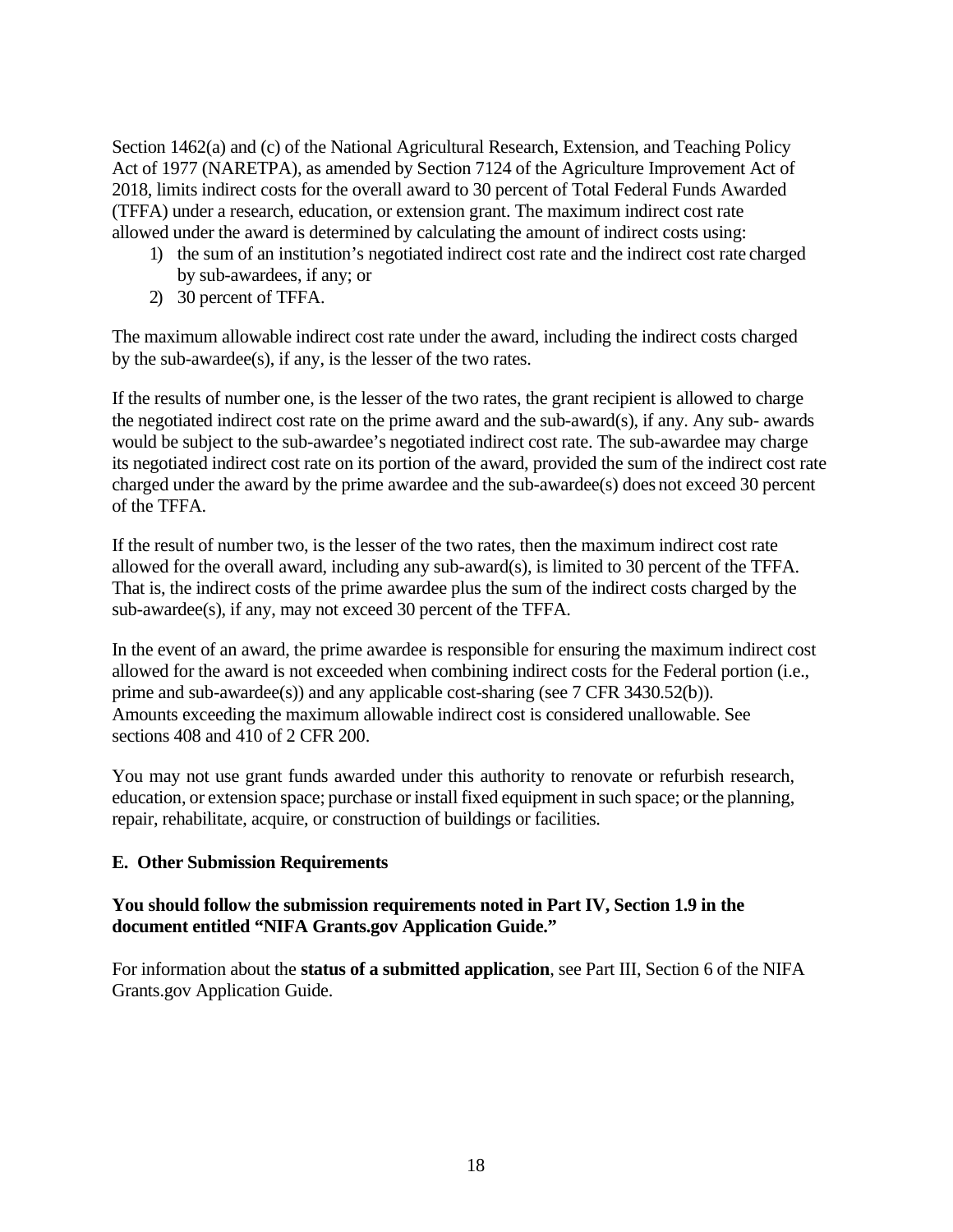Section 1462(a) and (c) of the National Agricultural Research, Extension, and Teaching Policy Act of 1977 (NARETPA), as amended by Section 7124 of the Agriculture Improvement Act of 2018, limits indirect costs for the overall award to 30 percent of Total Federal Funds Awarded (TFFA) under a research, education, or extension grant. The maximum indirect cost rate allowed under the award is determined by calculating the amount of indirect costs using:

1) the sum of an institution's negotiated indirect cost rate and the indirect cost rate charged by sub-awardees, if any; or
2) 30 percent of TFFA.

The maximum allowable indirect cost rate under the award, including the indirect costs charged by the sub-awardee(s), if any, is the lesser of the two rates.

If the results of number one, is the lesser of the two rates, the grant recipient is allowed to charge the negotiated indirect cost rate on the prime award and the sub-award(s), if any. Any sub- awards would be subject to the sub-awardee's negotiated indirect cost rate. The sub-awardee may charge its negotiated indirect cost rate on its portion of the award, provided the sum of the indirect cost rate charged under the award by the prime awardee and the sub-awardee(s) does not exceed 30 percent of the TFFA.

If the result of number two, is the lesser of the two rates, then the maximum indirect cost rate allowed for the overall award, including any sub-award(s), is limited to 30 percent of the TFFA. That is, the indirect costs of the prime awardee plus the sum of the indirect costs charged by the sub-awardee(s), if any, may not exceed 30 percent of the TFFA.

In the event of an award, the prime awardee is responsible for ensuring the maximum indirect cost allowed for the award is not exceeded when combining indirect costs for the Federal portion (i.e., prime and sub-awardee(s)) and any applicable cost-sharing (see 7 CFR 3430.52(b)). Amounts exceeding the maximum allowable indirect cost is considered unallowable. See sections 408 and 410 of 2 CFR 200.

You may not use grant funds awarded under this authority to renovate or refurbish research, education, or extension space; purchase or install fixed equipment in such space; or the planning, repair, rehabilitate, acquire, or construction of buildings or facilities.

### E. Other Submission Requirements

**You should follow the submission requirements noted in Part IV, Section 1.9 in the document entitled "NIFA Grants.gov Application Guide."**

For information about the **status of a submitted application**, see Part III, Section 6 of the NIFA Grants.gov Application Guide.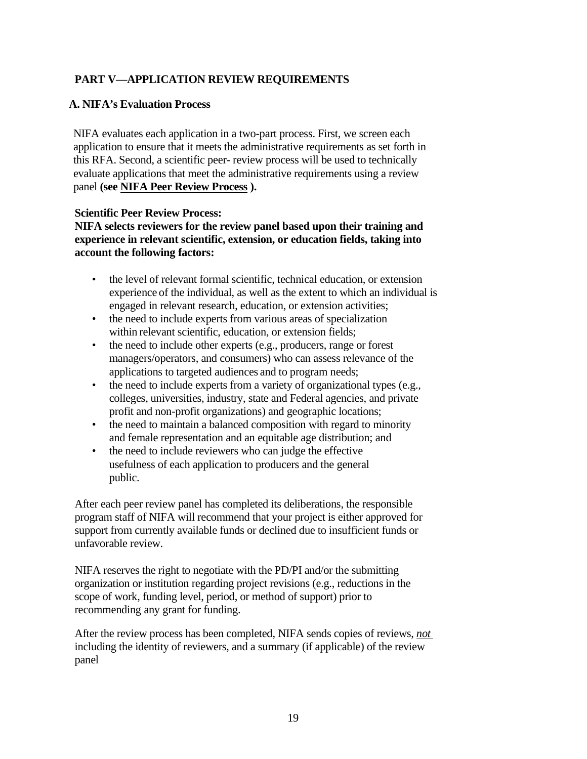## PART V—APPLICATION REVIEW REQUIREMENTS

### A. NIFA's Evaluation Process

NIFA evaluates each application in a two-part process. First, we screen each application to ensure that it meets the administrative requirements as set forth in this RFA. Second, a scientific peer- review process will be used to technically evaluate applications that meet the administrative requirements using a review panel **(see NIFA Peer Review Process ).**

**Scientific Peer Review Process:**
**NIFA selects reviewers for the review panel based upon their training and experience in relevant scientific, extension, or education fields, taking into account the following factors:**

- the level of relevant formal scientific, technical education, or extension experience of the individual, as well as the extent to which an individual is engaged in relevant research, education, or extension activities;
- the need to include experts from various areas of specialization within relevant scientific, education, or extension fields;
- the need to include other experts (e.g., producers, range or forest managers/operators, and consumers) who can assess relevance of the applications to targeted audiences and to program needs;
- the need to include experts from a variety of organizational types (e.g., colleges, universities, industry, state and Federal agencies, and private profit and non-profit organizations) and geographic locations;
- the need to maintain a balanced composition with regard to minority and female representation and an equitable age distribution; and
- the need to include reviewers who can judge the effective usefulness of each application to producers and the general public.

After each peer review panel has completed its deliberations, the responsible program staff of NIFA will recommend that your project is either approved for support from currently available funds or declined due to insufficient funds or unfavorable review.

NIFA reserves the right to negotiate with the PD/PI and/or the submitting organization or institution regarding project revisions (e.g., reductions in the scope of work, funding level, period, or method of support) prior to recommending any grant for funding.

After the review process has been completed, NIFA sends copies of reviews, *not* including the identity of reviewers, and a summary (if applicable) of the review panel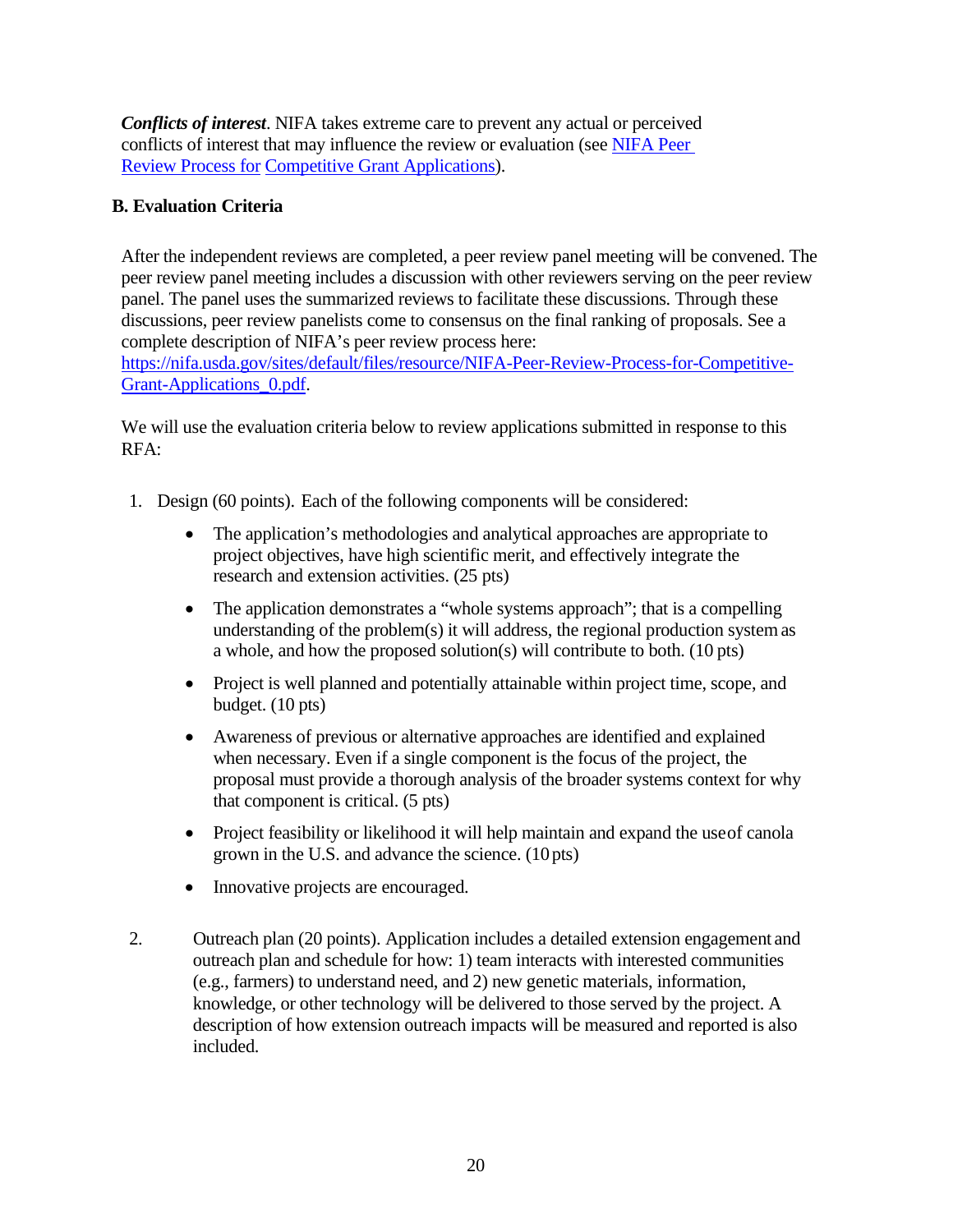***Conflicts of interest***. NIFA takes extreme care to prevent any actual or perceived conflicts of interest that may influence the review or evaluation (see [NIFA Peer Review Process for Competitive Grant Applications]).

### B. Evaluation Criteria

After the independent reviews are completed, a peer review panel meeting will be convened. The peer review panel meeting includes a discussion with other reviewers serving on the peer review panel. The panel uses the summarized reviews to facilitate these discussions. Through these discussions, peer review panelists come to consensus on the final ranking of proposals. See a complete description of NIFA's peer review process here: https://nifa.usda.gov/sites/default/files/resource/NIFA-Peer-Review-Process-for-Competitive-Grant-Applications_0.pdf.

We will use the evaluation criteria below to review applications submitted in response to this RFA:

1. Design (60 points). Each of the following components will be considered:

   - The application's methodologies and analytical approaches are appropriate to project objectives, have high scientific merit, and effectively integrate the research and extension activities. (25 pts)
   - The application demonstrates a "whole systems approach"; that is a compelling understanding of the problem(s) it will address, the regional production system as a whole, and how the proposed solution(s) will contribute to both. (10 pts)
   - Project is well planned and potentially attainable within project time, scope, and budget. (10 pts)
   - Awareness of previous or alternative approaches are identified and explained when necessary. Even if a single component is the focus of the project, the proposal must provide a thorough analysis of the broader systems context for why that component is critical. (5 pts)
   - Project feasibility or likelihood it will help maintain and expand the use of canola grown in the U.S. and advance the science. (10 pts)
   - Innovative projects are encouraged.

2. Outreach plan (20 points). Application includes a detailed extension engagement and outreach plan and schedule for how: 1) team interacts with interested communities (e.g., farmers) to understand need, and 2) new genetic materials, information, knowledge, or other technology will be delivered to those served by the project. A description of how extension outreach impacts will be measured and reported is also included.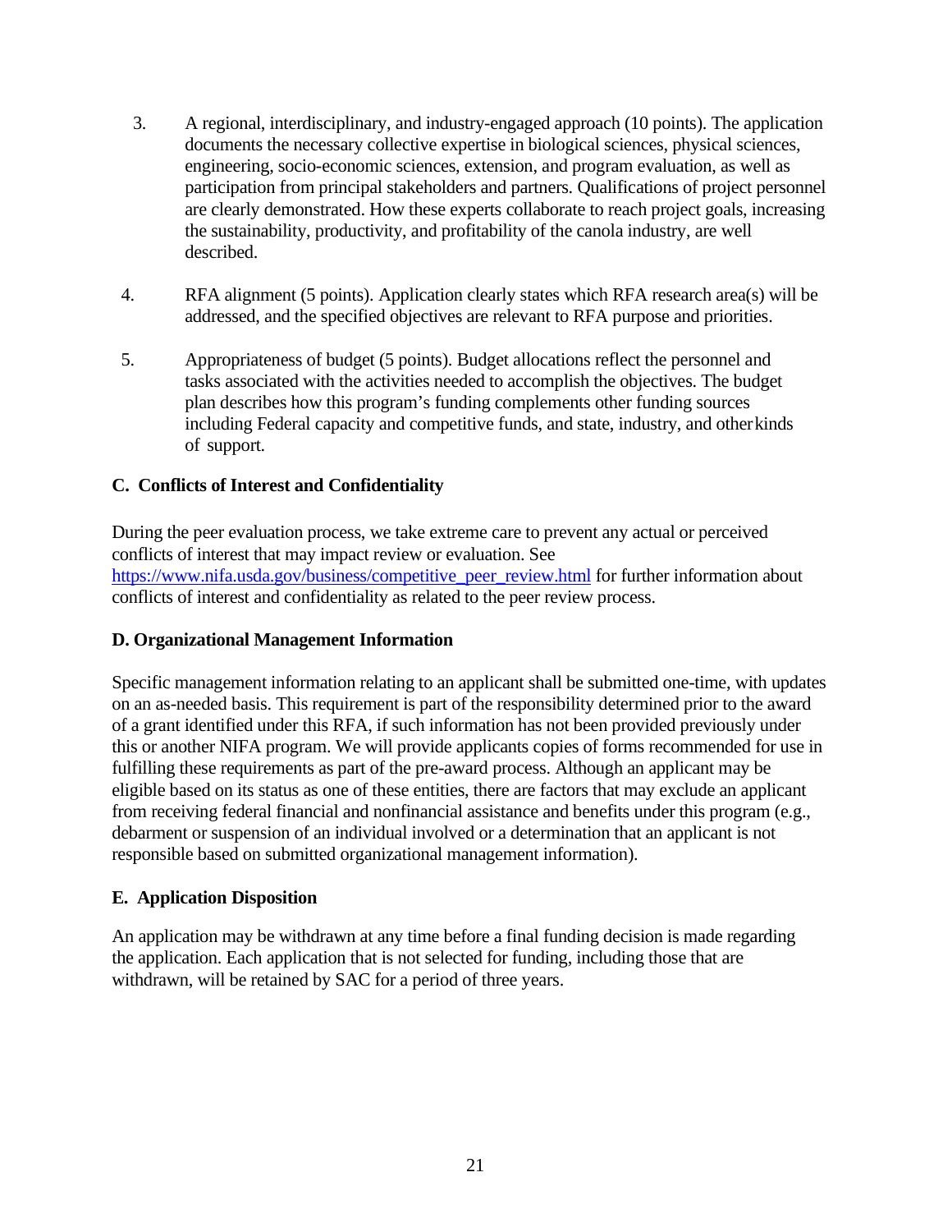3. A regional, interdisciplinary, and industry-engaged approach (10 points). The application documents the necessary collective expertise in biological sciences, physical sciences, engineering, socio-economic sciences, extension, and program evaluation, as well as participation from principal stakeholders and partners. Qualifications of project personnel are clearly demonstrated. How these experts collaborate to reach project goals, increasing the sustainability, productivity, and profitability of the canola industry, are well described.

4. RFA alignment (5 points). Application clearly states which RFA research area(s) will be addressed, and the specified objectives are relevant to RFA purpose and priorities.

5. Appropriateness of budget (5 points). Budget allocations reflect the personnel and tasks associated with the activities needed to accomplish the objectives. The budget plan describes how this program's funding complements other funding sources including Federal capacity and competitive funds, and state, industry, and other kinds of support.

### C. Conflicts of Interest and Confidentiality

During the peer evaluation process, we take extreme care to prevent any actual or perceived conflicts of interest that may impact review or evaluation. See [https://www.nifa.usda.gov/business/competitive_peer_review.html](https://www.nifa.usda.gov/business/competitive_peer_review.html) for further information about conflicts of interest and confidentiality as related to the peer review process.

### D. Organizational Management Information

Specific management information relating to an applicant shall be submitted one-time, with updates on an as-needed basis. This requirement is part of the responsibility determined prior to the award of a grant identified under this RFA, if such information has not been provided previously under this or another NIFA program. We will provide applicants copies of forms recommended for use in fulfilling these requirements as part of the pre-award process. Although an applicant may be eligible based on its status as one of these entities, there are factors that may exclude an applicant from receiving federal financial and nonfinancial assistance and benefits under this program (e.g., debarment or suspension of an individual involved or a determination that an applicant is not responsible based on submitted organizational management information).

### E. Application Disposition

An application may be withdrawn at any time before a final funding decision is made regarding the application. Each application that is not selected for funding, including those that are withdrawn, will be retained by SAC for a period of three years.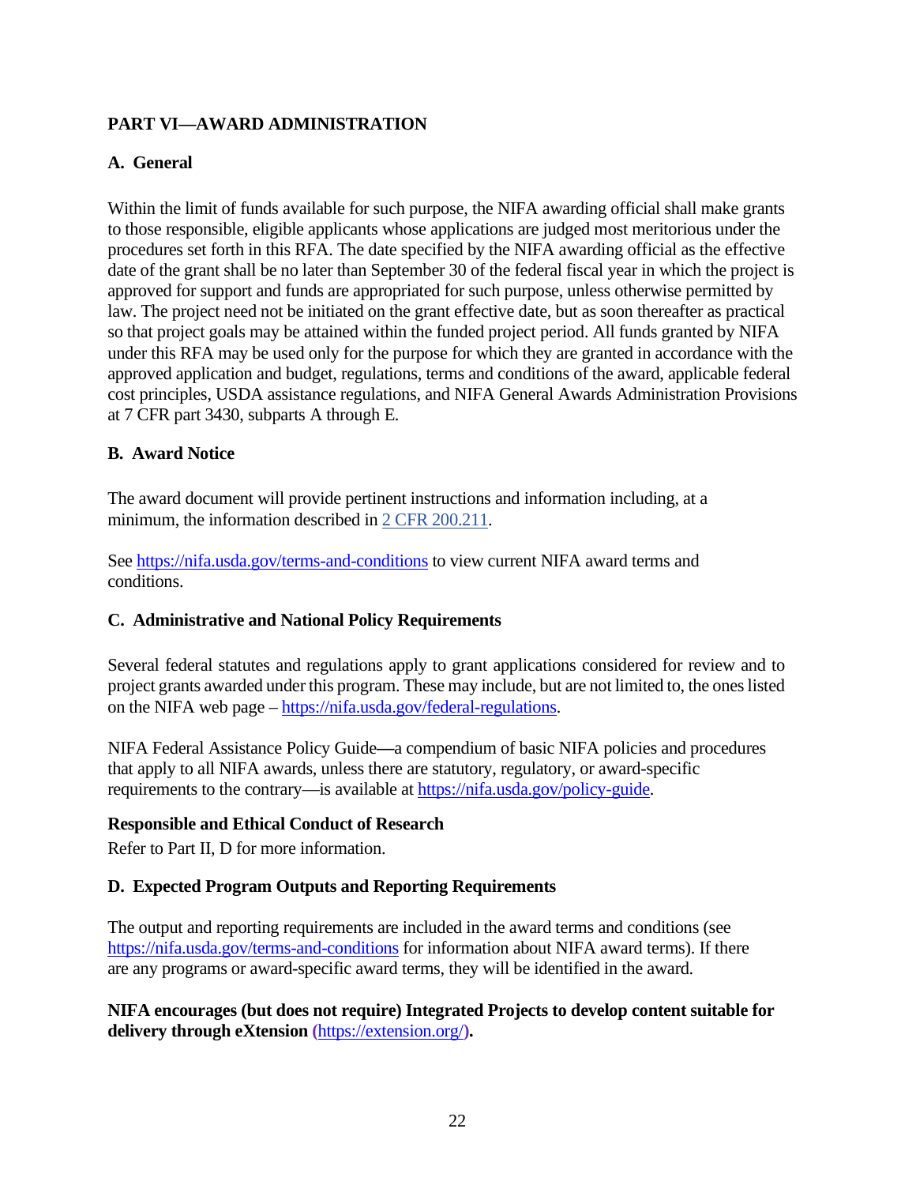## PART VI—AWARD ADMINISTRATION

### A. General

Within the limit of funds available for such purpose, the NIFA awarding official shall make grants to those responsible, eligible applicants whose applications are judged most meritorious under the procedures set forth in this RFA. The date specified by the NIFA awarding official as the effective date of the grant shall be no later than September 30 of the federal fiscal year in which the project is approved for support and funds are appropriated for such purpose, unless otherwise permitted by law. The project need not be initiated on the grant effective date, but as soon thereafter as practical so that project goals may be attained within the funded project period. All funds granted by NIFA under this RFA may be used only for the purpose for which they are granted in accordance with the approved application and budget, regulations, terms and conditions of the award, applicable federal cost principles, USDA assistance regulations, and NIFA General Awards Administration Provisions at 7 CFR part 3430, subparts A through E.

### B. Award Notice

The award document will provide pertinent instructions and information including, at a minimum, the information described in 2 CFR 200.211.

See https://nifa.usda.gov/terms-and-conditions to view current NIFA award terms and conditions.

### C. Administrative and National Policy Requirements

Several federal statutes and regulations apply to grant applications considered for review and to project grants awarded under this program. These may include, but are not limited to, the ones listed on the NIFA web page – https://nifa.usda.gov/federal-regulations.

NIFA Federal Assistance Policy Guide—a compendium of basic NIFA policies and procedures that apply to all NIFA awards, unless there are statutory, regulatory, or award-specific requirements to the contrary—is available at https://nifa.usda.gov/policy-guide.

**Responsible and Ethical Conduct of Research**

Refer to Part II, D for more information.

### D. Expected Program Outputs and Reporting Requirements

The output and reporting requirements are included in the award terms and conditions (see https://nifa.usda.gov/terms-and-conditions for information about NIFA award terms). If there are any programs or award-specific award terms, they will be identified in the award.

**NIFA encourages (but does not require) Integrated Projects to develop content suitable for delivery through eXtension (https://extension.org/).**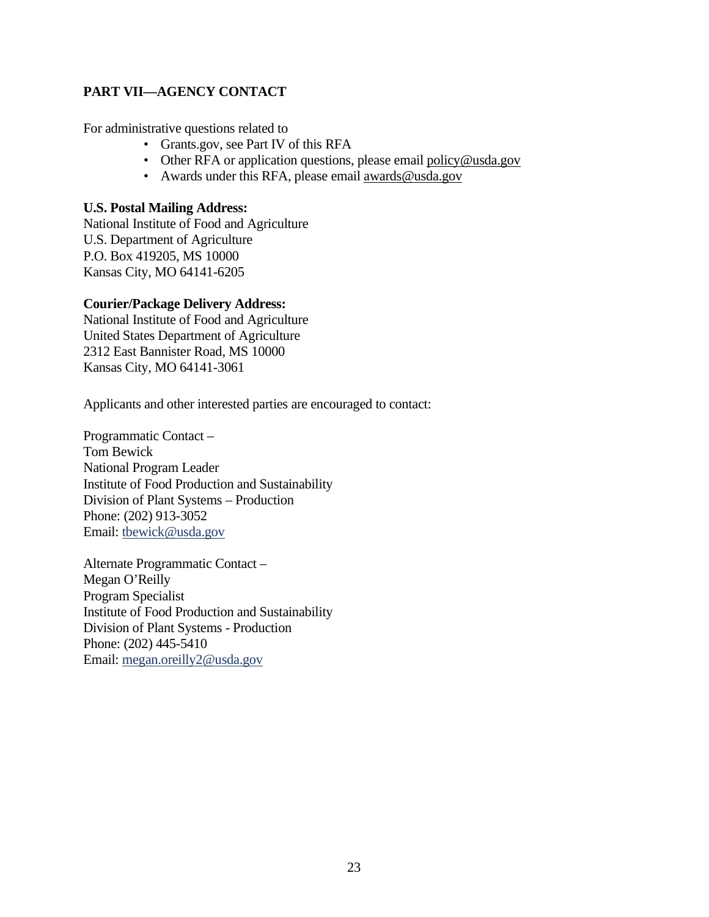## PART VII—AGENCY CONTACT

For administrative questions related to

- Grants.gov, see Part IV of this RFA
- Other RFA or application questions, please email policy@usda.gov
- Awards under this RFA, please email awards@usda.gov

**U.S. Postal Mailing Address:**
National Institute of Food and Agriculture
U.S. Department of Agriculture
P.O. Box 419205, MS 10000
Kansas City, MO 64141-6205

**Courier/Package Delivery Address:**
National Institute of Food and Agriculture
United States Department of Agriculture
2312 East Bannister Road, MS 10000
Kansas City, MO 64141-3061

Applicants and other interested parties are encouraged to contact:

Programmatic Contact –
Tom Bewick
National Program Leader
Institute of Food Production and Sustainability
Division of Plant Systems – Production
Phone: (202) 913-3052
Email: tbewick@usda.gov

Alternate Programmatic Contact –
Megan O'Reilly
Program Specialist
Institute of Food Production and Sustainability
Division of Plant Systems - Production
Phone: (202) 445-5410
Email: megan.oreilly2@usda.gov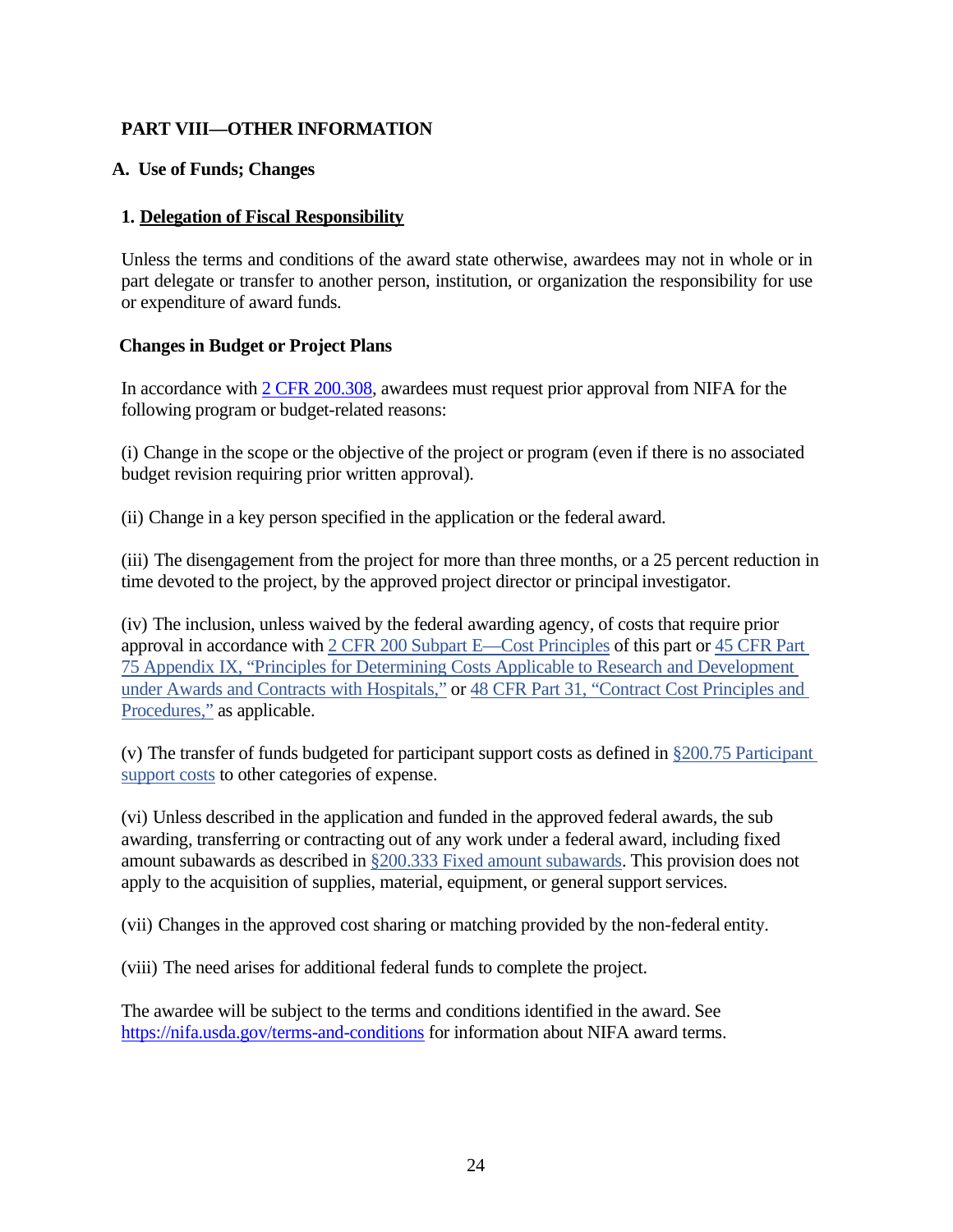## PART VIII—OTHER INFORMATION

### A. Use of Funds; Changes

#### 1. Delegation of Fiscal Responsibility

Unless the terms and conditions of the award state otherwise, awardees may not in whole or in part delegate or transfer to another person, institution, or organization the responsibility for use or expenditure of award funds.

#### Changes in Budget or Project Plans

In accordance with [2 CFR 200.308](), awardees must request prior approval from NIFA for the following program or budget-related reasons:

(i) Change in the scope or the objective of the project or program (even if there is no associated budget revision requiring prior written approval).

(ii) Change in a key person specified in the application or the federal award.

(iii) The disengagement from the project for more than three months, or a 25 percent reduction in time devoted to the project, by the approved project director or principal investigator.

(iv) The inclusion, unless waived by the federal awarding agency, of costs that require prior approval in accordance with [2 CFR 200 Subpart E—Cost Principles]() of this part or [45 CFR Part 75 Appendix IX, "Principles for Determining Costs Applicable to Research and Development under Awards and Contracts with Hospitals,"]() or [48 CFR Part 31, "Contract Cost Principles and Procedures,"]() as applicable.

(v) The transfer of funds budgeted for participant support costs as defined in [§200.75 Participant support costs]() to other categories of expense.

(vi) Unless described in the application and funded in the approved federal awards, the sub awarding, transferring or contracting out of any work under a federal award, including fixed amount subawards as described in [§200.333 Fixed amount subawards](). This provision does not apply to the acquisition of supplies, material, equipment, or general support services.

(vii) Changes in the approved cost sharing or matching provided by the non-federal entity.

(viii) The need arises for additional federal funds to complete the project.

The awardee will be subject to the terms and conditions identified in the award. See [https://nifa.usda.gov/terms-and-conditions](https://nifa.usda.gov/terms-and-conditions) for information about NIFA award terms.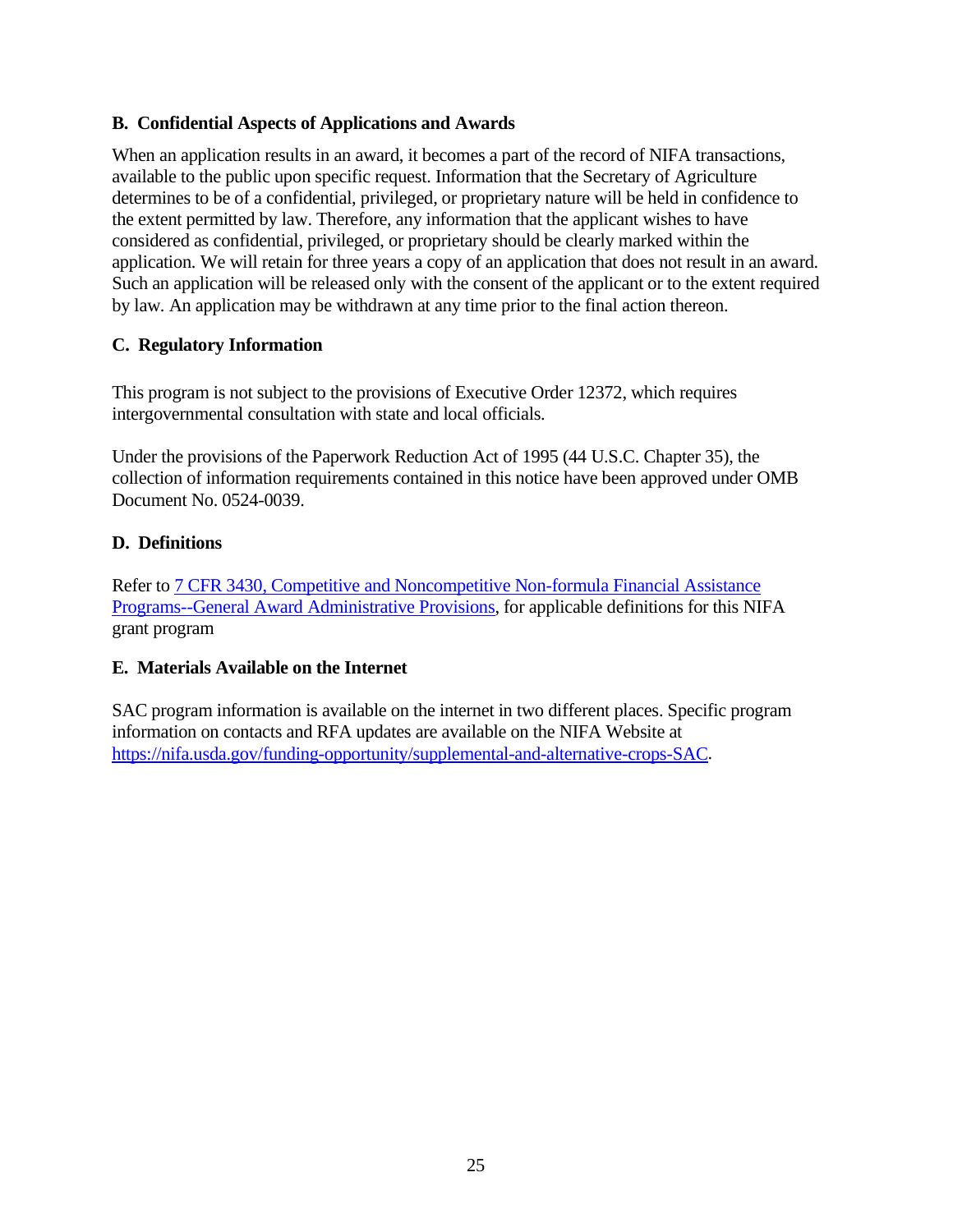### B. Confidential Aspects of Applications and Awards

When an application results in an award, it becomes a part of the record of NIFA transactions, available to the public upon specific request. Information that the Secretary of Agriculture determines to be of a confidential, privileged, or proprietary nature will be held in confidence to the extent permitted by law. Therefore, any information that the applicant wishes to have considered as confidential, privileged, or proprietary should be clearly marked within the application. We will retain for three years a copy of an application that does not result in an award. Such an application will be released only with the consent of the applicant or to the extent required by law. An application may be withdrawn at any time prior to the final action thereon.

### C. Regulatory Information

This program is not subject to the provisions of Executive Order 12372, which requires intergovernmental consultation with state and local officials.

Under the provisions of the Paperwork Reduction Act of 1995 (44 U.S.C. Chapter 35), the collection of information requirements contained in this notice have been approved under OMB Document No. 0524-0039.

### D. Definitions

Refer to [7 CFR 3430, Competitive and Noncompetitive Non-formula Financial Assistance Programs--General Award Administrative Provisions](), for applicable definitions for this NIFA grant program

### E. Materials Available on the Internet

SAC program information is available on the internet in two different places. Specific program information on contacts and RFA updates are available on the NIFA Website at [https://nifa.usda.gov/funding-opportunity/supplemental-and-alternative-crops-SAC](https://nifa.usda.gov/funding-opportunity/supplemental-and-alternative-crops-SAC).